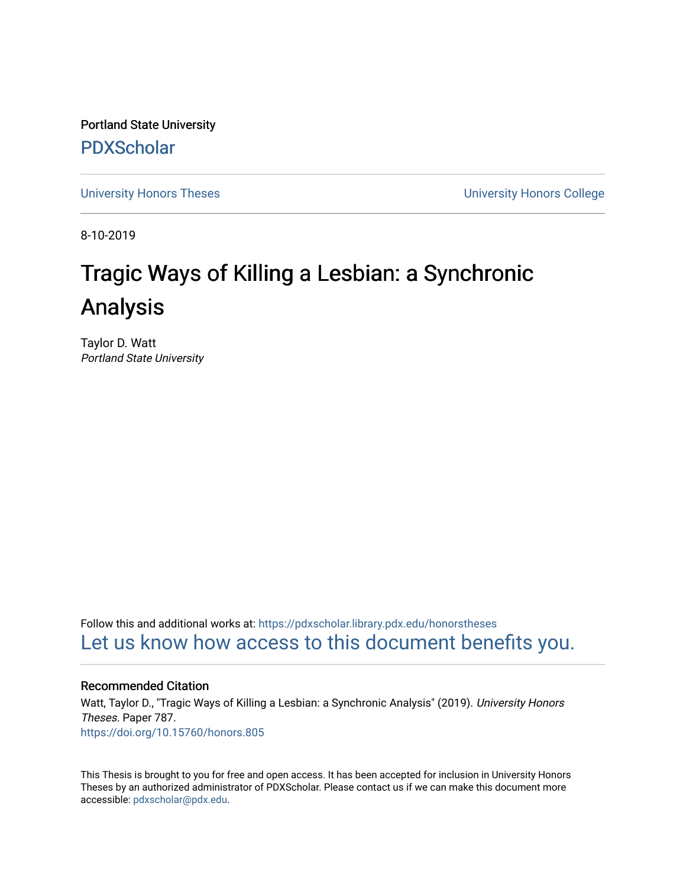Portland State University

PDXScholar

University Honors Theses

University Honors College

8-10-2019

# Tragic Ways of Killing a Lesbian: a Synchronic Analysis

Taylor D. Watt

*Portland State University*

Follow this and additional works at: https://pdxscholar.library.pdx.edu/honorstheses

Let us know how access to this document benefits you.

### Recommended Citation

Watt, Taylor D., "Tragic Ways of Killing a Lesbian: a Synchronic Analysis" (2019). *University Honors Theses.* Paper 787.

https://doi.org/10.15760/honors.805

This Thesis is brought to you for free and open access. It has been accepted for inclusion in University Honors Theses by an authorized administrator of PDXScholar. Please contact us if we can make this document more accessible: pdxscholar@pdx.edu.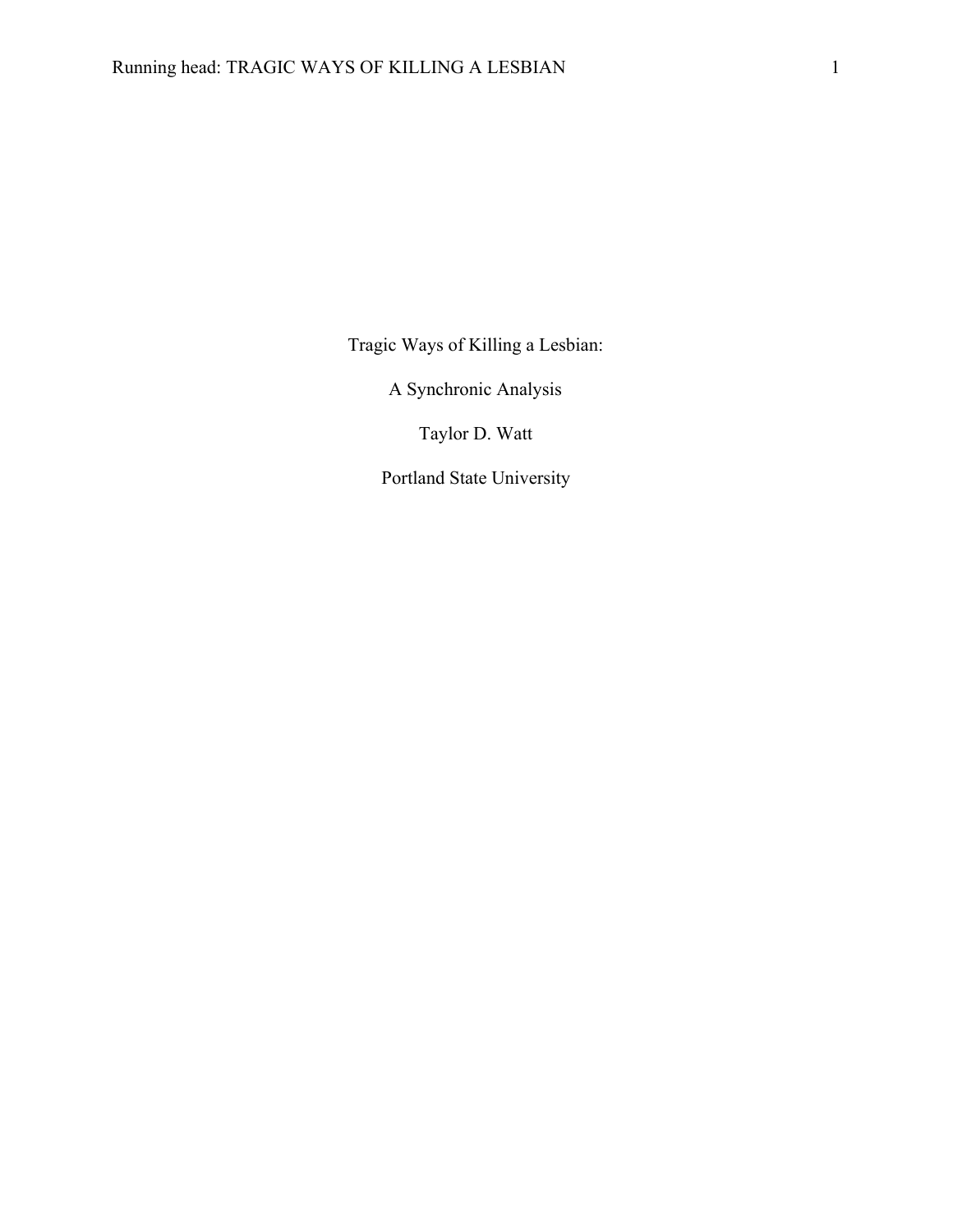Tragic Ways of Killing a Lesbian:

A Synchronic Analysis

Taylor D. Watt

Portland State University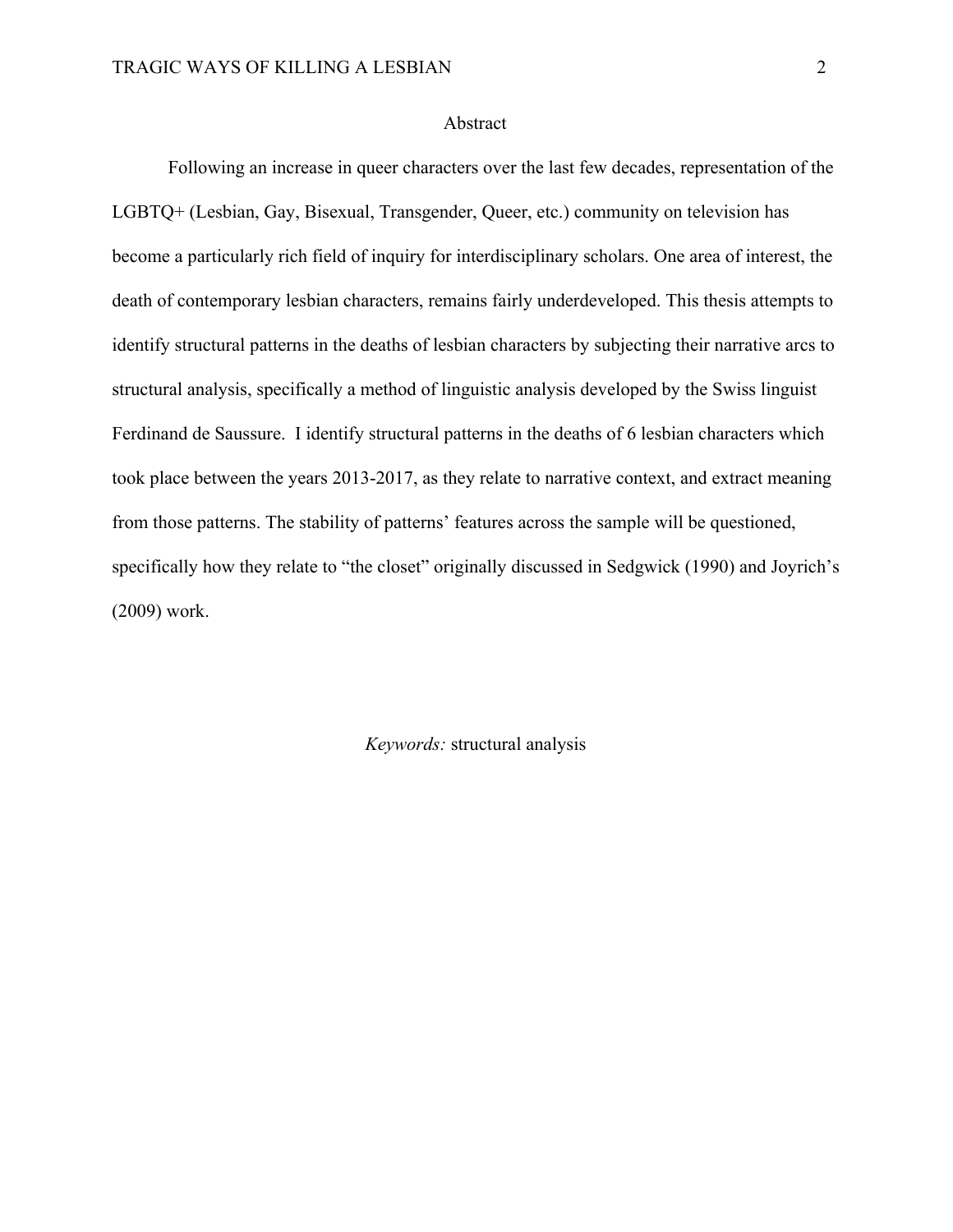## Abstract

Following an increase in queer characters over the last few decades, representation of the LGBTQ+ (Lesbian, Gay, Bisexual, Transgender, Queer, etc.) community on television has become a particularly rich field of inquiry for interdisciplinary scholars. One area of interest, the death of contemporary lesbian characters, remains fairly underdeveloped. This thesis attempts to identify structural patterns in the deaths of lesbian characters by subjecting their narrative arcs to structural analysis, specifically a method of linguistic analysis developed by the Swiss linguist Ferdinand de Saussure. I identify structural patterns in the deaths of 6 lesbian characters which took place between the years 2013-2017, as they relate to narrative context, and extract meaning from those patterns. The stability of patterns' features across the sample will be questioned, specifically how they relate to "the closet" originally discussed in Sedgwick (1990) and Joyrich's (2009) work.

*Keywords:* structural analysis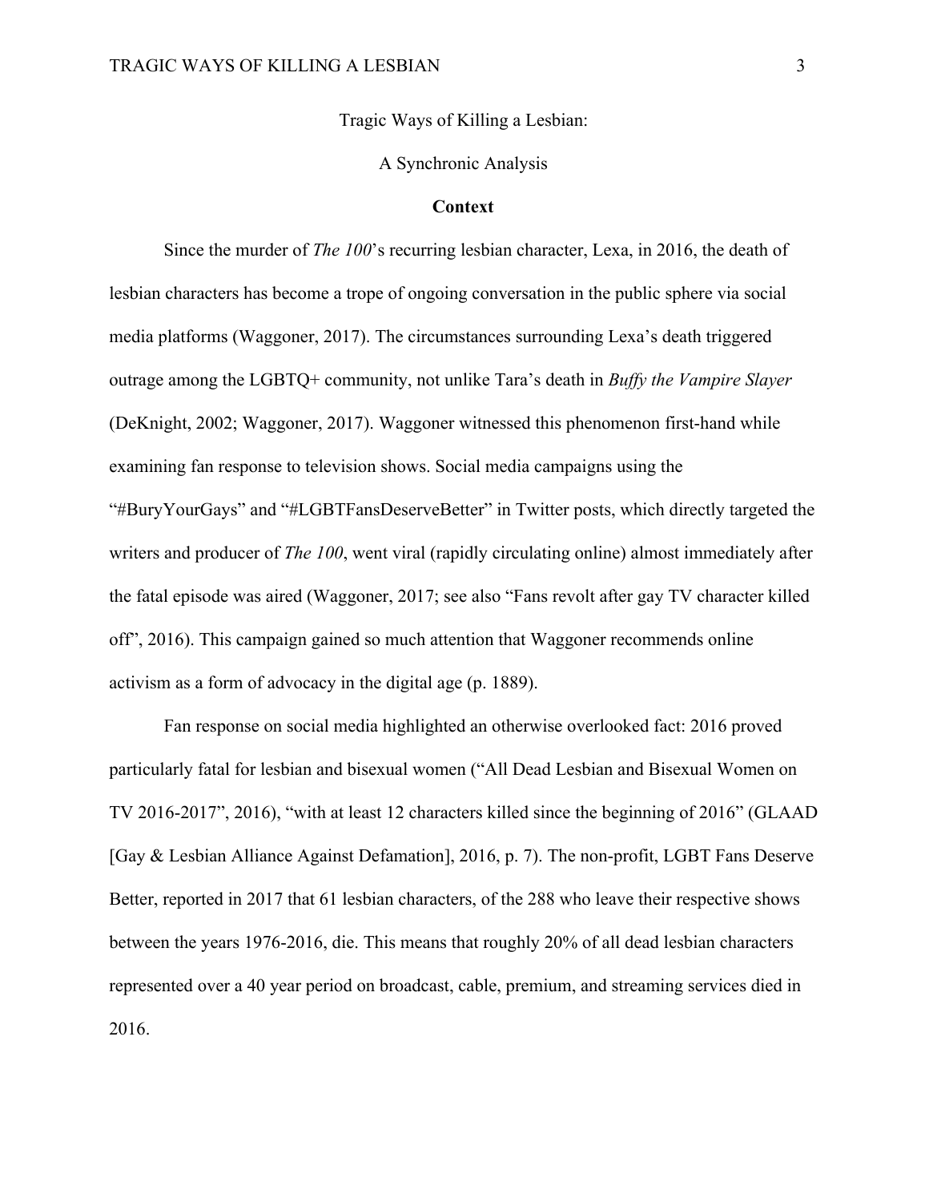Tragic Ways of Killing a Lesbian:

A Synchronic Analysis

## Context

Since the murder of *The 100*'s recurring lesbian character, Lexa, in 2016, the death of lesbian characters has become a trope of ongoing conversation in the public sphere via social media platforms (Waggoner, 2017). The circumstances surrounding Lexa's death triggered outrage among the LGBTQ+ community, not unlike Tara's death in *Buffy the Vampire Slayer* (DeKnight, 2002; Waggoner, 2017). Waggoner witnessed this phenomenon first-hand while examining fan response to television shows. Social media campaigns using the "#BuryYourGays" and "#LGBTFansDeserveBetter" in Twitter posts, which directly targeted the writers and producer of *The 100*, went viral (rapidly circulating online) almost immediately after the fatal episode was aired (Waggoner, 2017; see also "Fans revolt after gay TV character killed off", 2016). This campaign gained so much attention that Waggoner recommends online activism as a form of advocacy in the digital age (p. 1889).

Fan response on social media highlighted an otherwise overlooked fact: 2016 proved particularly fatal for lesbian and bisexual women ("All Dead Lesbian and Bisexual Women on TV 2016-2017", 2016), "with at least 12 characters killed since the beginning of 2016" (GLAAD [Gay & Lesbian Alliance Against Defamation], 2016, p. 7). The non-profit, LGBT Fans Deserve Better, reported in 2017 that 61 lesbian characters, of the 288 who leave their respective shows between the years 1976-2016, die. This means that roughly 20% of all dead lesbian characters represented over a 40 year period on broadcast, cable, premium, and streaming services died in 2016.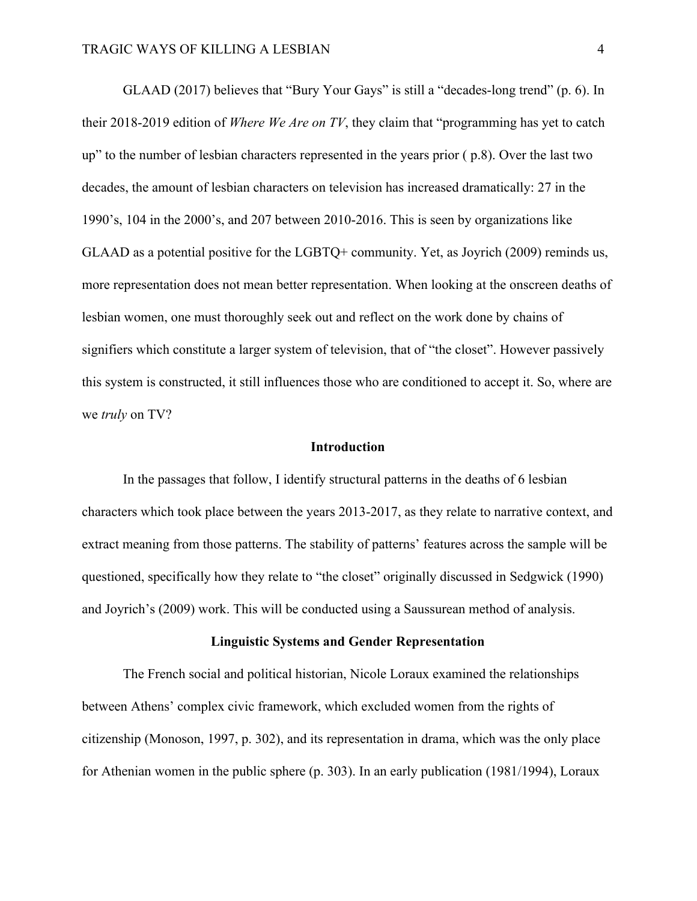GLAAD (2017) believes that "Bury Your Gays" is still a "decades-long trend" (p. 6). In their 2018-2019 edition of *Where We Are on TV*, they claim that "programming has yet to catch up" to the number of lesbian characters represented in the years prior ( p.8). Over the last two decades, the amount of lesbian characters on television has increased dramatically: 27 in the 1990's, 104 in the 2000's, and 207 between 2010-2016. This is seen by organizations like GLAAD as a potential positive for the LGBTQ+ community. Yet, as Joyrich (2009) reminds us, more representation does not mean better representation. When looking at the onscreen deaths of lesbian women, one must thoroughly seek out and reflect on the work done by chains of signifiers which constitute a larger system of television, that of "the closet". However passively this system is constructed, it still influences those who are conditioned to accept it. So, where are we *truly* on TV?

## Introduction

In the passages that follow, I identify structural patterns in the deaths of 6 lesbian characters which took place between the years 2013-2017, as they relate to narrative context, and extract meaning from those patterns. The stability of patterns' features across the sample will be questioned, specifically how they relate to "the closet" originally discussed in Sedgwick (1990) and Joyrich's (2009) work. This will be conducted using a Saussurean method of analysis.

## Linguistic Systems and Gender Representation

The French social and political historian, Nicole Loraux examined the relationships between Athens' complex civic framework, which excluded women from the rights of citizenship (Monoson, 1997, p. 302), and its representation in drama, which was the only place for Athenian women in the public sphere (p. 303). In an early publication (1981/1994), Loraux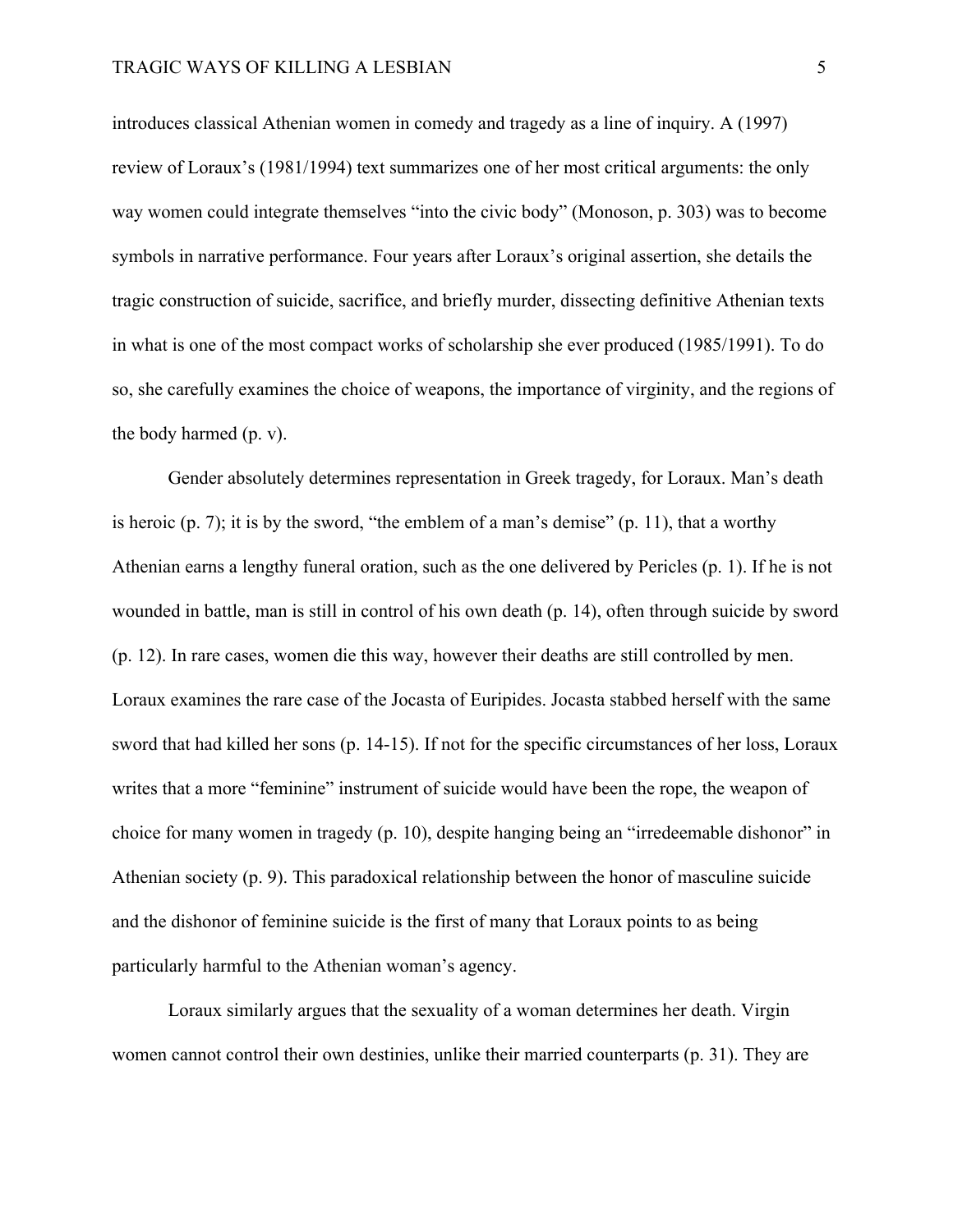introduces classical Athenian women in comedy and tragedy as a line of inquiry. A (1997) review of Loraux's (1981/1994) text summarizes one of her most critical arguments: the only way women could integrate themselves "into the civic body" (Monoson, p. 303) was to become symbols in narrative performance. Four years after Loraux's original assertion, she details the tragic construction of suicide, sacrifice, and briefly murder, dissecting definitive Athenian texts in what is one of the most compact works of scholarship she ever produced (1985/1991). To do so, she carefully examines the choice of weapons, the importance of virginity, and the regions of the body harmed (p. v).

Gender absolutely determines representation in Greek tragedy, for Loraux. Man's death is heroic (p. 7); it is by the sword, "the emblem of a man's demise" (p. 11), that a worthy Athenian earns a lengthy funeral oration, such as the one delivered by Pericles (p. 1). If he is not wounded in battle, man is still in control of his own death (p. 14), often through suicide by sword (p. 12). In rare cases, women die this way, however their deaths are still controlled by men. Loraux examines the rare case of the Jocasta of Euripides. Jocasta stabbed herself with the same sword that had killed her sons (p. 14-15). If not for the specific circumstances of her loss, Loraux writes that a more "feminine" instrument of suicide would have been the rope, the weapon of choice for many women in tragedy (p. 10), despite hanging being an "irredeemable dishonor" in Athenian society (p. 9). This paradoxical relationship between the honor of masculine suicide and the dishonor of feminine suicide is the first of many that Loraux points to as being particularly harmful to the Athenian woman's agency.

Loraux similarly argues that the sexuality of a woman determines her death. Virgin women cannot control their own destinies, unlike their married counterparts (p. 31). They are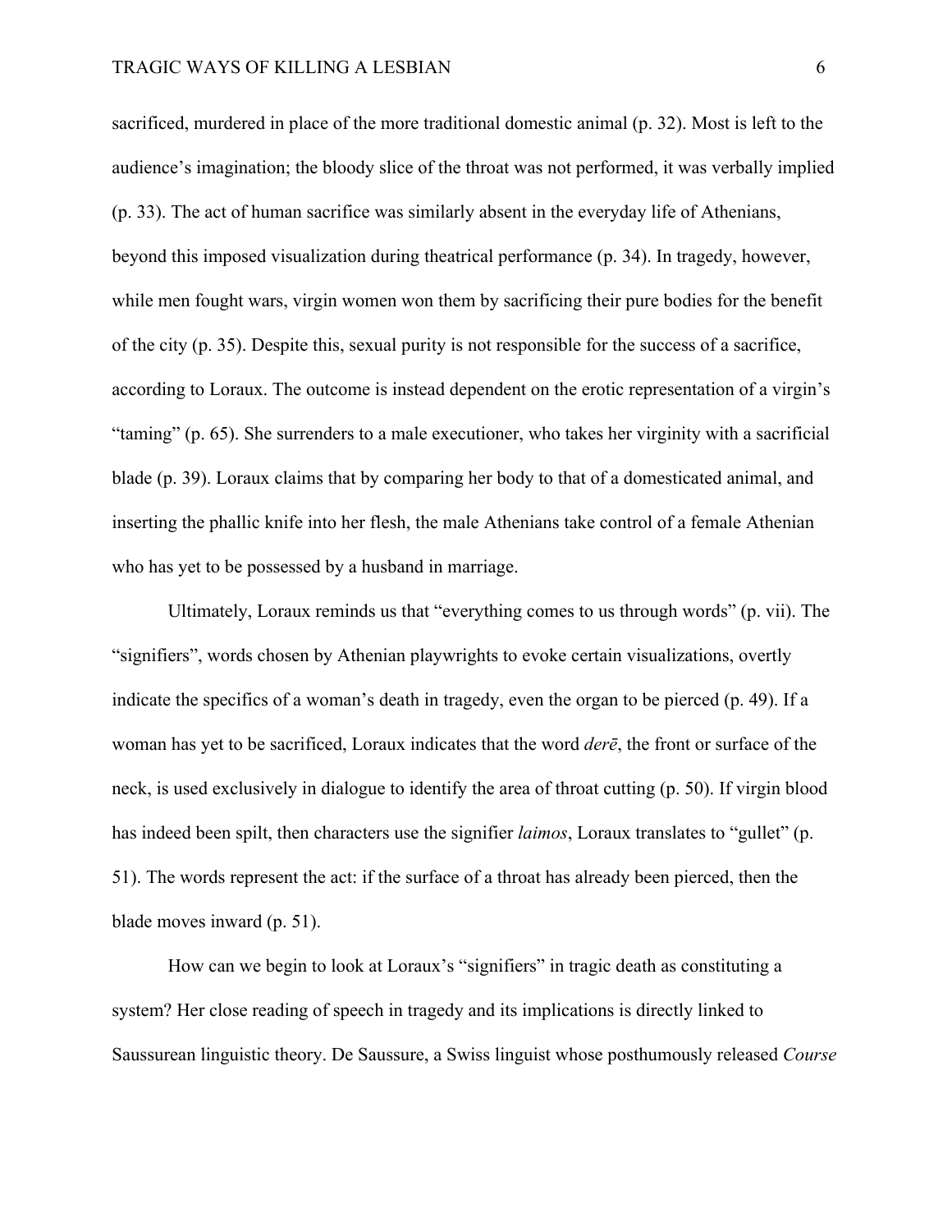sacrificed, murdered in place of the more traditional domestic animal (p. 32). Most is left to the audience's imagination; the bloody slice of the throat was not performed, it was verbally implied (p. 33). The act of human sacrifice was similarly absent in the everyday life of Athenians, beyond this imposed visualization during theatrical performance (p. 34). In tragedy, however, while men fought wars, virgin women won them by sacrificing their pure bodies for the benefit of the city (p. 35). Despite this, sexual purity is not responsible for the success of a sacrifice, according to Loraux. The outcome is instead dependent on the erotic representation of a virgin's "taming" (p. 65). She surrenders to a male executioner, who takes her virginity with a sacrificial blade (p. 39). Loraux claims that by comparing her body to that of a domesticated animal, and inserting the phallic knife into her flesh, the male Athenians take control of a female Athenian who has yet to be possessed by a husband in marriage.

Ultimately, Loraux reminds us that "everything comes to us through words" (p. vii). The "signifiers", words chosen by Athenian playwrights to evoke certain visualizations, overtly indicate the specifics of a woman's death in tragedy, even the organ to be pierced (p. 49). If a woman has yet to be sacrificed, Loraux indicates that the word *derē*, the front or surface of the neck, is used exclusively in dialogue to identify the area of throat cutting (p. 50). If virgin blood has indeed been spilt, then characters use the signifier *laimos*, Loraux translates to "gullet" (p. 51). The words represent the act: if the surface of a throat has already been pierced, then the blade moves inward (p. 51).

How can we begin to look at Loraux's "signifiers" in tragic death as constituting a system? Her close reading of speech in tragedy and its implications is directly linked to Saussurean linguistic theory. De Saussure, a Swiss linguist whose posthumously released *Course*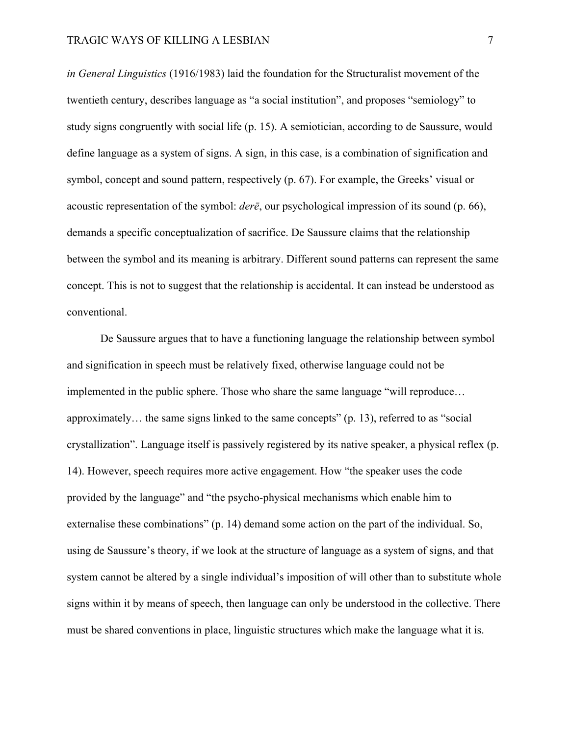*in General Linguistics* (1916/1983) laid the foundation for the Structuralist movement of the twentieth century, describes language as “a social institution”, and proposes “semiology” to study signs congruently with social life (p. 15). A semiotician, according to de Saussure, would define language as a system of signs. A sign, in this case, is a combination of signification and symbol, concept and sound pattern, respectively (p. 67). For example, the Greeks’ visual or acoustic representation of the symbol: *derē*, our psychological impression of its sound (p. 66), demands a specific conceptualization of sacrifice. De Saussure claims that the relationship between the symbol and its meaning is arbitrary. Different sound patterns can represent the same concept. This is not to suggest that the relationship is accidental. It can instead be understood as conventional.

De Saussure argues that to have a functioning language the relationship between symbol and signification in speech must be relatively fixed, otherwise language could not be implemented in the public sphere. Those who share the same language “will reproduce… approximately… the same signs linked to the same concepts” (p. 13), referred to as “social crystallization”. Language itself is passively registered by its native speaker, a physical reflex (p. 14). However, speech requires more active engagement. How “the speaker uses the code provided by the language” and “the psycho-physical mechanisms which enable him to externalise these combinations” (p. 14) demand some action on the part of the individual. So, using de Saussure’s theory, if we look at the structure of language as a system of signs, and that system cannot be altered by a single individual’s imposition of will other than to substitute whole signs within it by means of speech, then language can only be understood in the collective. There must be shared conventions in place, linguistic structures which make the language what it is.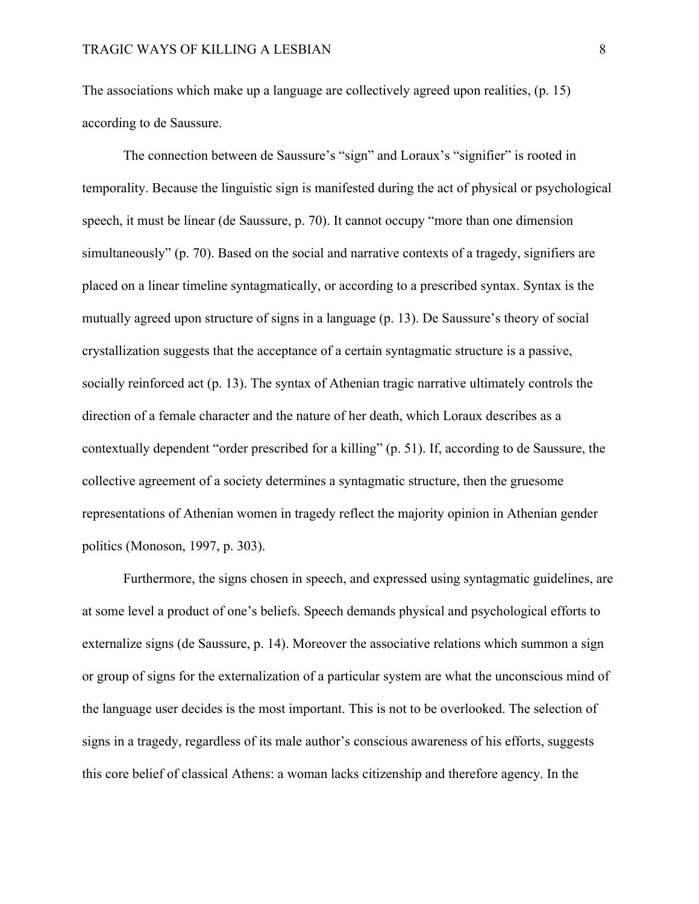The associations which make up a language are collectively agreed upon realities, (p. 15) according to de Saussure.

The connection between de Saussure's "sign" and Loraux's "signifier" is rooted in temporality. Because the linguistic sign is manifested during the act of physical or psychological speech, it must be linear (de Saussure, p. 70). It cannot occupy "more than one dimension simultaneously" (p. 70). Based on the social and narrative contexts of a tragedy, signifiers are placed on a linear timeline syntagmatically, or according to a prescribed syntax. Syntax is the mutually agreed upon structure of signs in a language (p. 13). De Saussure's theory of social crystallization suggests that the acceptance of a certain syntagmatic structure is a passive, socially reinforced act (p. 13). The syntax of Athenian tragic narrative ultimately controls the direction of a female character and the nature of her death, which Loraux describes as a contextually dependent "order prescribed for a killing" (p. 51). If, according to de Saussure, the collective agreement of a society determines a syntagmatic structure, then the gruesome representations of Athenian women in tragedy reflect the majority opinion in Athenian gender politics (Monoson, 1997, p. 303).

Furthermore, the signs chosen in speech, and expressed using syntagmatic guidelines, are at some level a product of one's beliefs. Speech demands physical and psychological efforts to externalize signs (de Saussure, p. 14). Moreover the associative relations which summon a sign or group of signs for the externalization of a particular system are what the unconscious mind of the language user decides is the most important. This is not to be overlooked. The selection of signs in a tragedy, regardless of its male author's conscious awareness of his efforts, suggests this core belief of classical Athens: a woman lacks citizenship and therefore agency. In the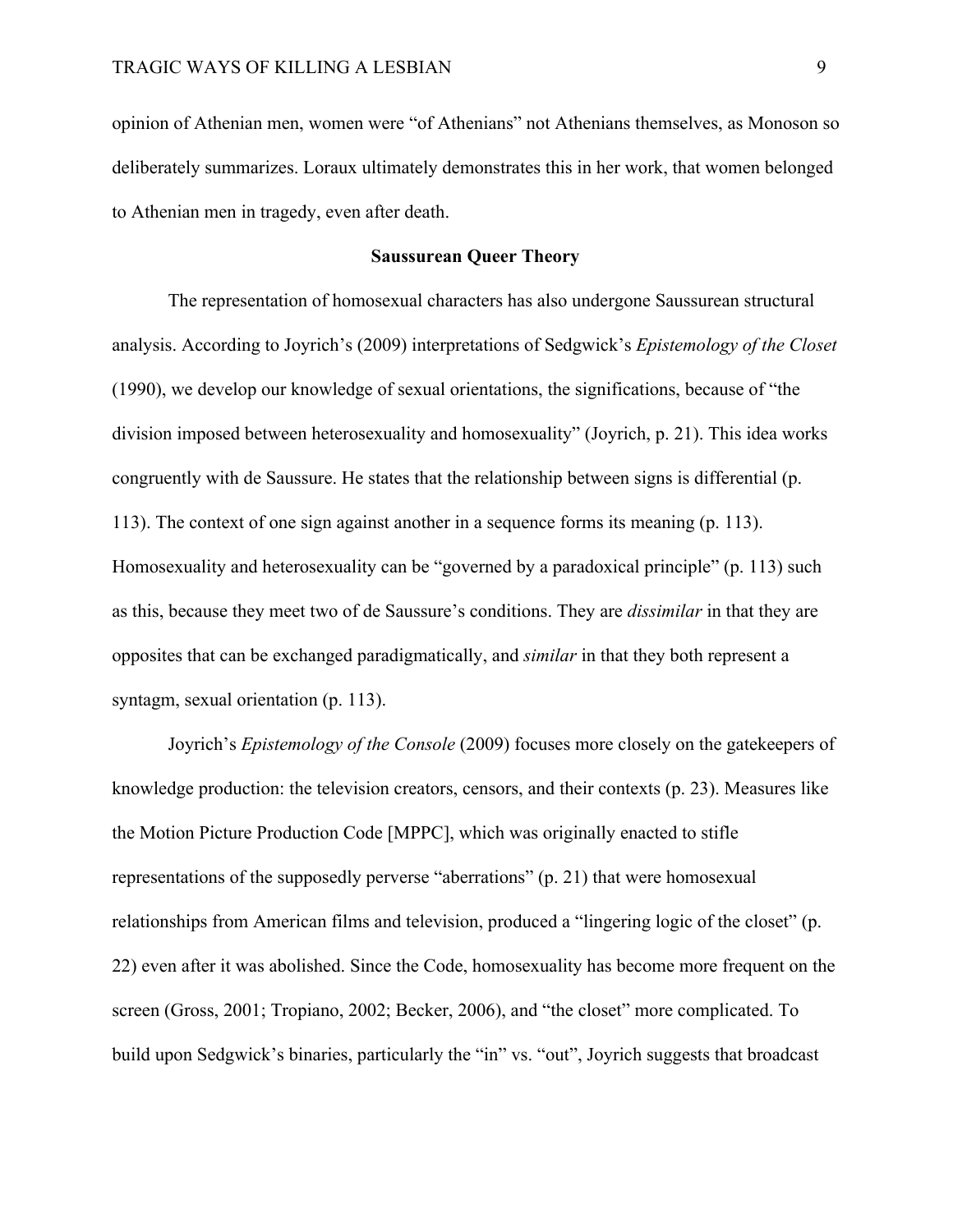opinion of Athenian men, women were "of Athenians" not Athenians themselves, as Monoson so deliberately summarizes. Loraux ultimately demonstrates this in her work, that women belonged to Athenian men in tragedy, even after death.

## Saussurean Queer Theory

The representation of homosexual characters has also undergone Saussurean structural analysis. According to Joyrich's (2009) interpretations of Sedgwick's *Epistemology of the Closet* (1990), we develop our knowledge of sexual orientations, the significations, because of "the division imposed between heterosexuality and homosexuality" (Joyrich, p. 21). This idea works congruently with de Saussure. He states that the relationship between signs is differential (p. 113). The context of one sign against another in a sequence forms its meaning (p. 113). Homosexuality and heterosexuality can be "governed by a paradoxical principle" (p. 113) such as this, because they meet two of de Saussure's conditions. They are *dissimilar* in that they are opposites that can be exchanged paradigmatically, and *similar* in that they both represent a syntagm, sexual orientation (p. 113).

Joyrich's *Epistemology of the Console* (2009) focuses more closely on the gatekeepers of knowledge production: the television creators, censors, and their contexts (p. 23). Measures like the Motion Picture Production Code [MPPC], which was originally enacted to stifle representations of the supposedly perverse "aberrations" (p. 21) that were homosexual relationships from American films and television, produced a "lingering logic of the closet" (p. 22) even after it was abolished. Since the Code, homosexuality has become more frequent on the screen (Gross, 2001; Tropiano, 2002; Becker, 2006), and "the closet" more complicated. To build upon Sedgwick's binaries, particularly the "in" vs. "out", Joyrich suggests that broadcast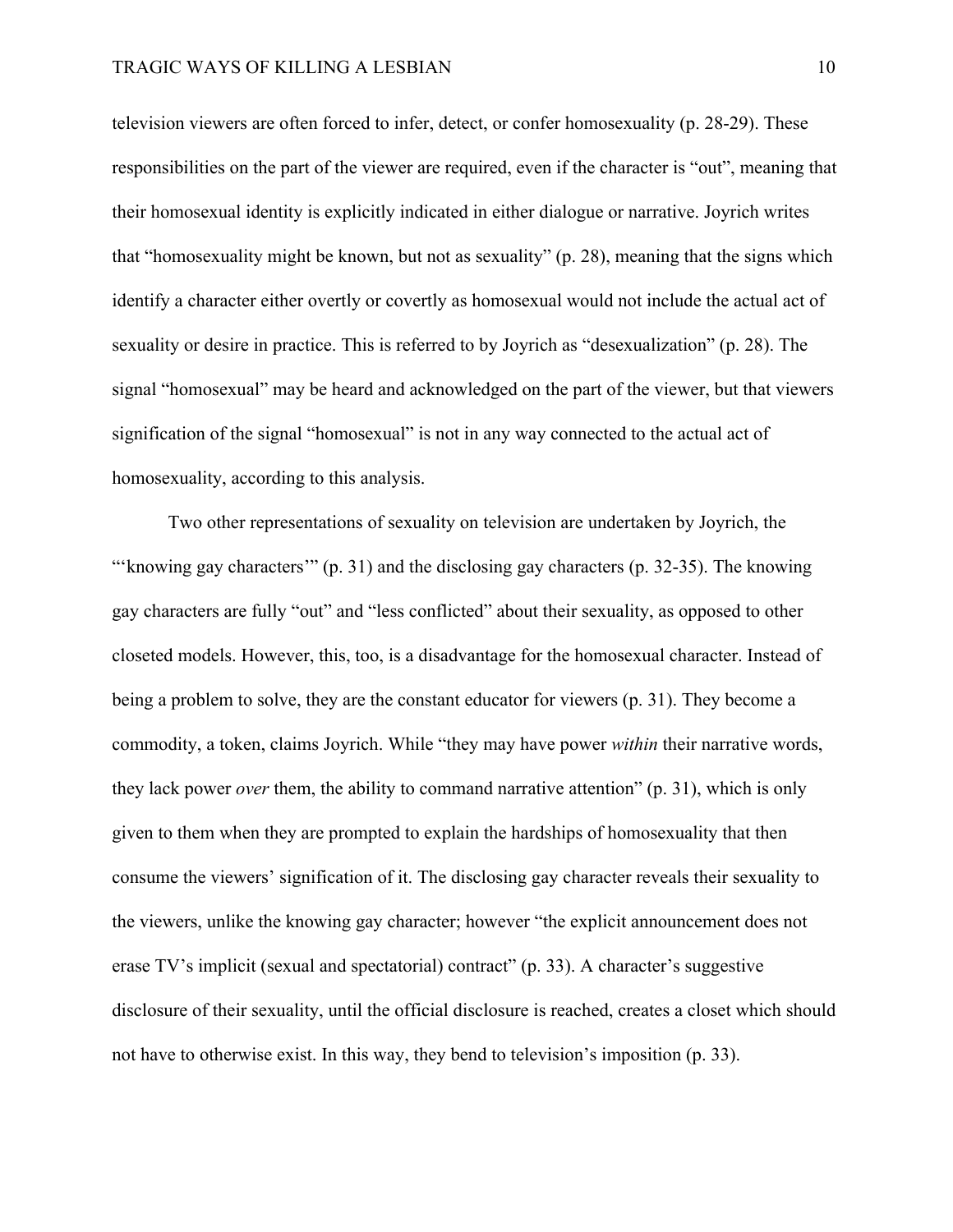television viewers are often forced to infer, detect, or confer homosexuality (p. 28-29). These responsibilities on the part of the viewer are required, even if the character is "out", meaning that their homosexual identity is explicitly indicated in either dialogue or narrative. Joyrich writes that "homosexuality might be known, but not as sexuality" (p. 28), meaning that the signs which identify a character either overtly or covertly as homosexual would not include the actual act of sexuality or desire in practice. This is referred to by Joyrich as "desexualization" (p. 28). The signal "homosexual" may be heard and acknowledged on the part of the viewer, but that viewers signification of the signal "homosexual" is not in any way connected to the actual act of homosexuality, according to this analysis.

Two other representations of sexuality on television are undertaken by Joyrich, the "'knowing gay characters'" (p. 31) and the disclosing gay characters (p. 32-35). The knowing gay characters are fully "out" and "less conflicted" about their sexuality, as opposed to other closeted models. However, this, too, is a disadvantage for the homosexual character. Instead of being a problem to solve, they are the constant educator for viewers (p. 31). They become a commodity, a token, claims Joyrich. While "they may have power *within* their narrative words, they lack power *over* them, the ability to command narrative attention" (p. 31), which is only given to them when they are prompted to explain the hardships of homosexuality that then consume the viewers' signification of it. The disclosing gay character reveals their sexuality to the viewers, unlike the knowing gay character; however "the explicit announcement does not erase TV's implicit (sexual and spectatorial) contract" (p. 33). A character's suggestive disclosure of their sexuality, until the official disclosure is reached, creates a closet which should not have to otherwise exist. In this way, they bend to television's imposition (p. 33).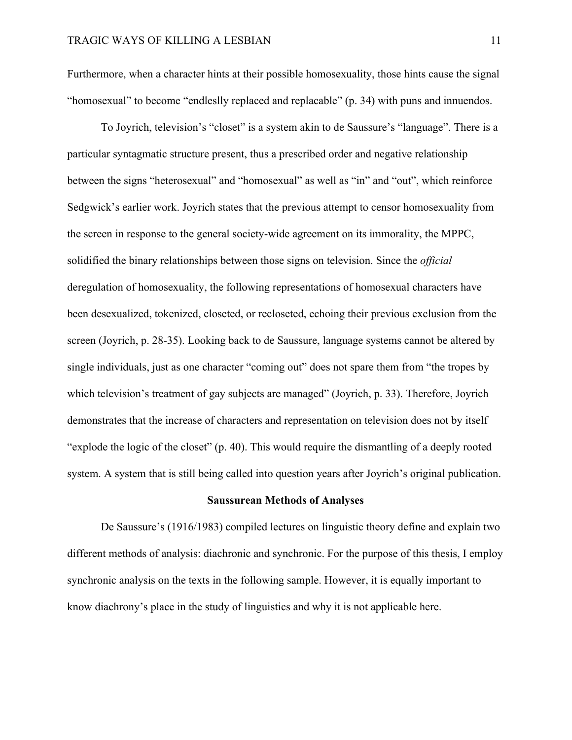Furthermore, when a character hints at their possible homosexuality, those hints cause the signal "homosexual" to become "endleslly replaced and replacable" (p. 34) with puns and innuendos.

To Joyrich, television's "closet" is a system akin to de Saussure's "language". There is a particular syntagmatic structure present, thus a prescribed order and negative relationship between the signs "heterosexual" and "homosexual" as well as "in" and "out", which reinforce Sedgwick's earlier work. Joyrich states that the previous attempt to censor homosexuality from the screen in response to the general society-wide agreement on its immorality, the MPPC, solidified the binary relationships between those signs on television. Since the *official* deregulation of homosexuality, the following representations of homosexual characters have been desexualized, tokenized, closeted, or recloseted, echoing their previous exclusion from the screen (Joyrich, p. 28-35). Looking back to de Saussure, language systems cannot be altered by single individuals, just as one character "coming out" does not spare them from "the tropes by which television's treatment of gay subjects are managed" (Joyrich, p. 33). Therefore, Joyrich demonstrates that the increase of characters and representation on television does not by itself "explode the logic of the closet" (p. 40). This would require the dismantling of a deeply rooted system. A system that is still being called into question years after Joyrich's original publication.

## Saussurean Methods of Analyses

De Saussure's (1916/1983) compiled lectures on linguistic theory define and explain two different methods of analysis: diachronic and synchronic. For the purpose of this thesis, I employ synchronic analysis on the texts in the following sample. However, it is equally important to know diachrony's place in the study of linguistics and why it is not applicable here.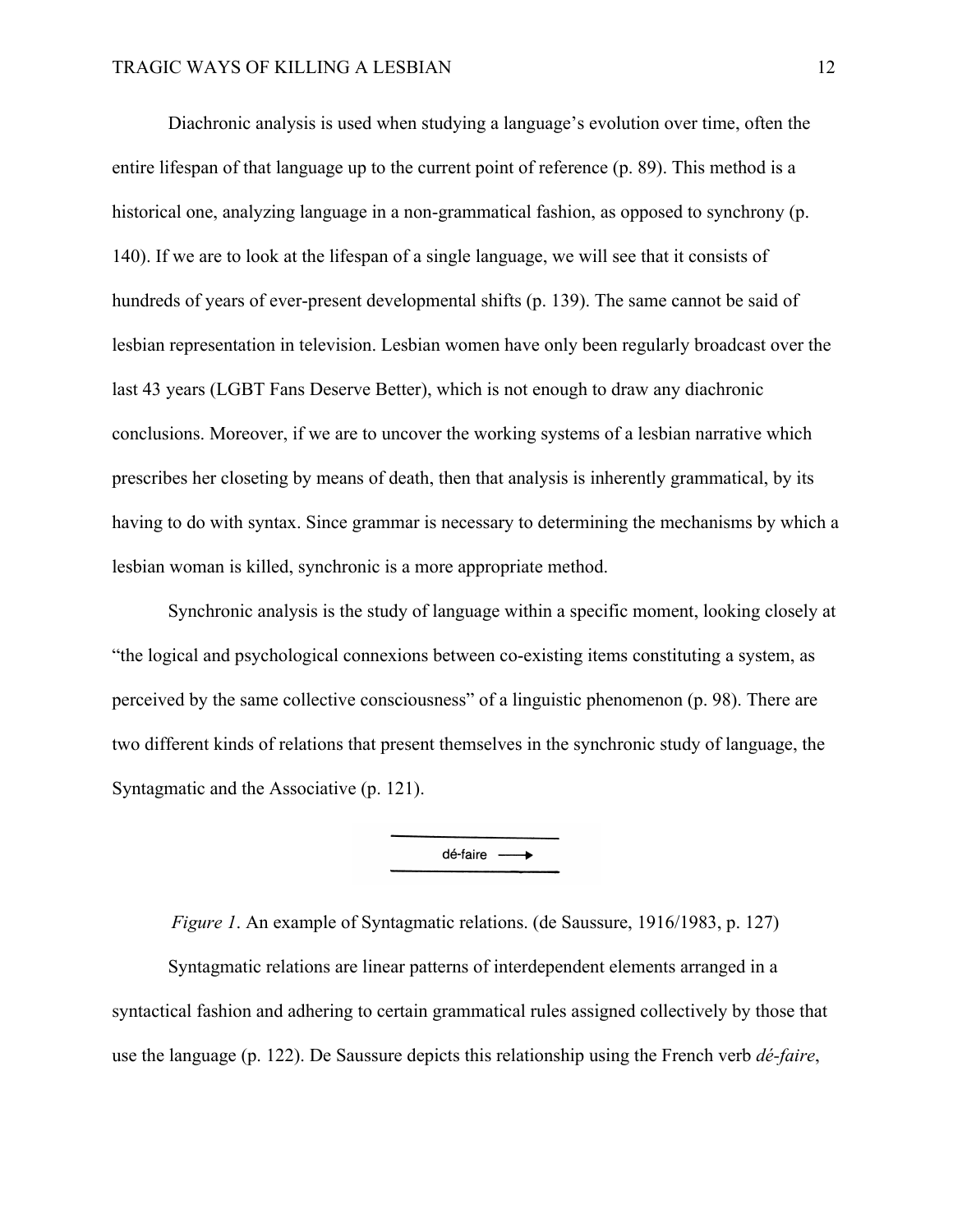Diachronic analysis is used when studying a language's evolution over time, often the entire lifespan of that language up to the current point of reference (p. 89). This method is a historical one, analyzing language in a non-grammatical fashion, as opposed to synchrony (p. 140). If we are to look at the lifespan of a single language, we will see that it consists of hundreds of years of ever-present developmental shifts (p. 139). The same cannot be said of lesbian representation in television. Lesbian women have only been regularly broadcast over the last 43 years (LGBT Fans Deserve Better), which is not enough to draw any diachronic conclusions. Moreover, if we are to uncover the working systems of a lesbian narrative which prescribes her closeting by means of death, then that analysis is inherently grammatical, by its having to do with syntax. Since grammar is necessary to determining the mechanisms by which a lesbian woman is killed, synchronic is a more appropriate method.

Synchronic analysis is the study of language within a specific moment, looking closely at "the logical and psychological connexions between co-existing items constituting a system, as perceived by the same collective consciousness" of a linguistic phenomenon (p. 98). There are two different kinds of relations that present themselves in the synchronic study of language, the Syntagmatic and the Associative (p. 121).

dé-faire →

*Figure 1*. An example of Syntagmatic relations. (de Saussure, 1916/1983, p. 127)

Syntagmatic relations are linear patterns of interdependent elements arranged in a syntactical fashion and adhering to certain grammatical rules assigned collectively by those that use the language (p. 122). De Saussure depicts this relationship using the French verb *dé-faire*,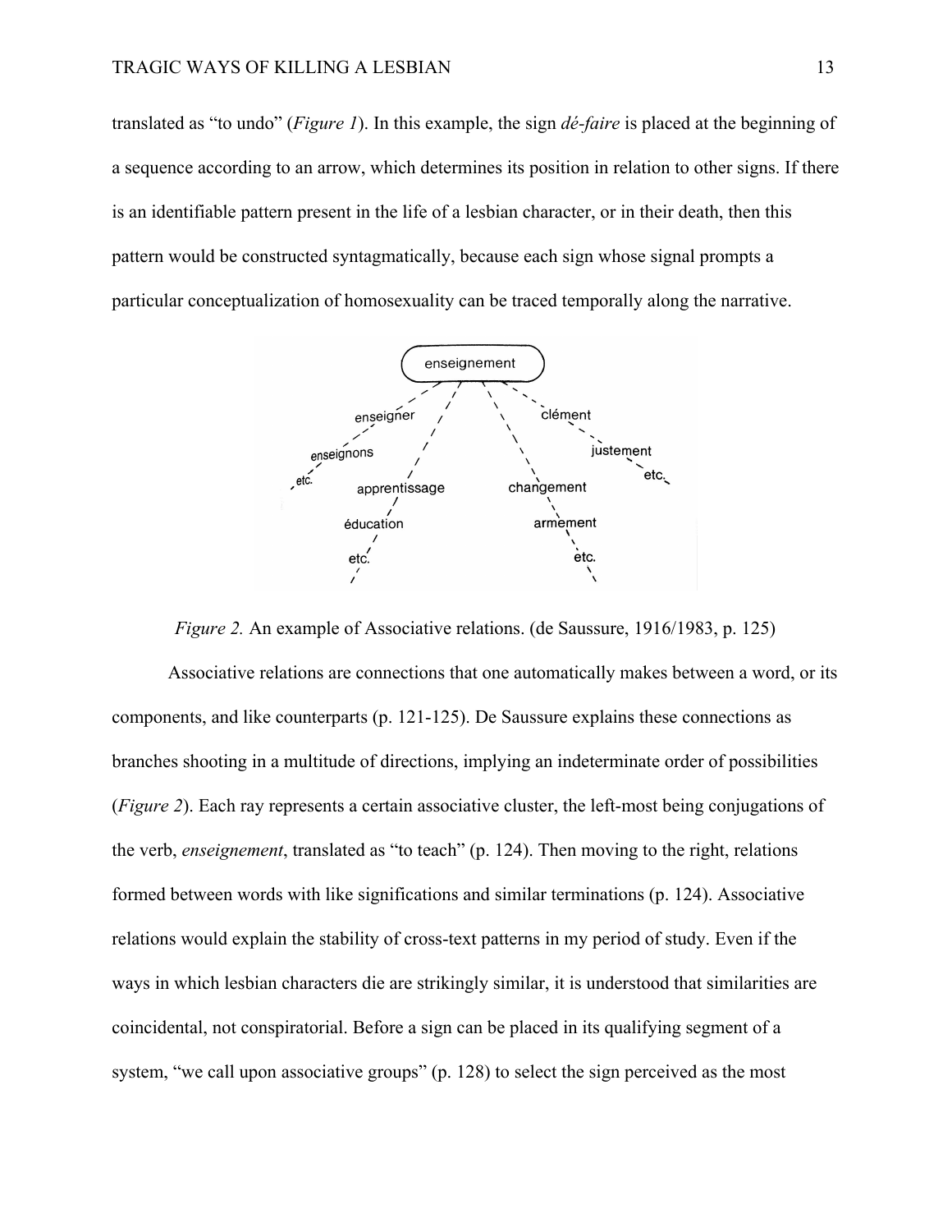translated as "to undo" (*Figure 1*). In this example, the sign *dé-faire* is placed at the beginning of a sequence according to an arrow, which determines its position in relation to other signs. If there is an identifiable pattern present in the life of a lesbian character, or in their death, then this pattern would be constructed syntagmatically, because each sign whose signal prompts a particular conceptualization of homosexuality can be traced temporally along the narrative.

*Figure 2.* An example of Associative relations. (de Saussure, 1916/1983, p. 125)

Associative relations are connections that one automatically makes between a word, or its components, and like counterparts (p. 121-125). De Saussure explains these connections as branches shooting in a multitude of directions, implying an indeterminate order of possibilities (*Figure 2*). Each ray represents a certain associative cluster, the left-most being conjugations of the verb, *enseignement*, translated as "to teach" (p. 124). Then moving to the right, relations formed between words with like significations and similar terminations (p. 124). Associative relations would explain the stability of cross-text patterns in my period of study. Even if the ways in which lesbian characters die are strikingly similar, it is understood that similarities are coincidental, not conspiratorial. Before a sign can be placed in its qualifying segment of a system, "we call upon associative groups" (p. 128) to select the sign perceived as the most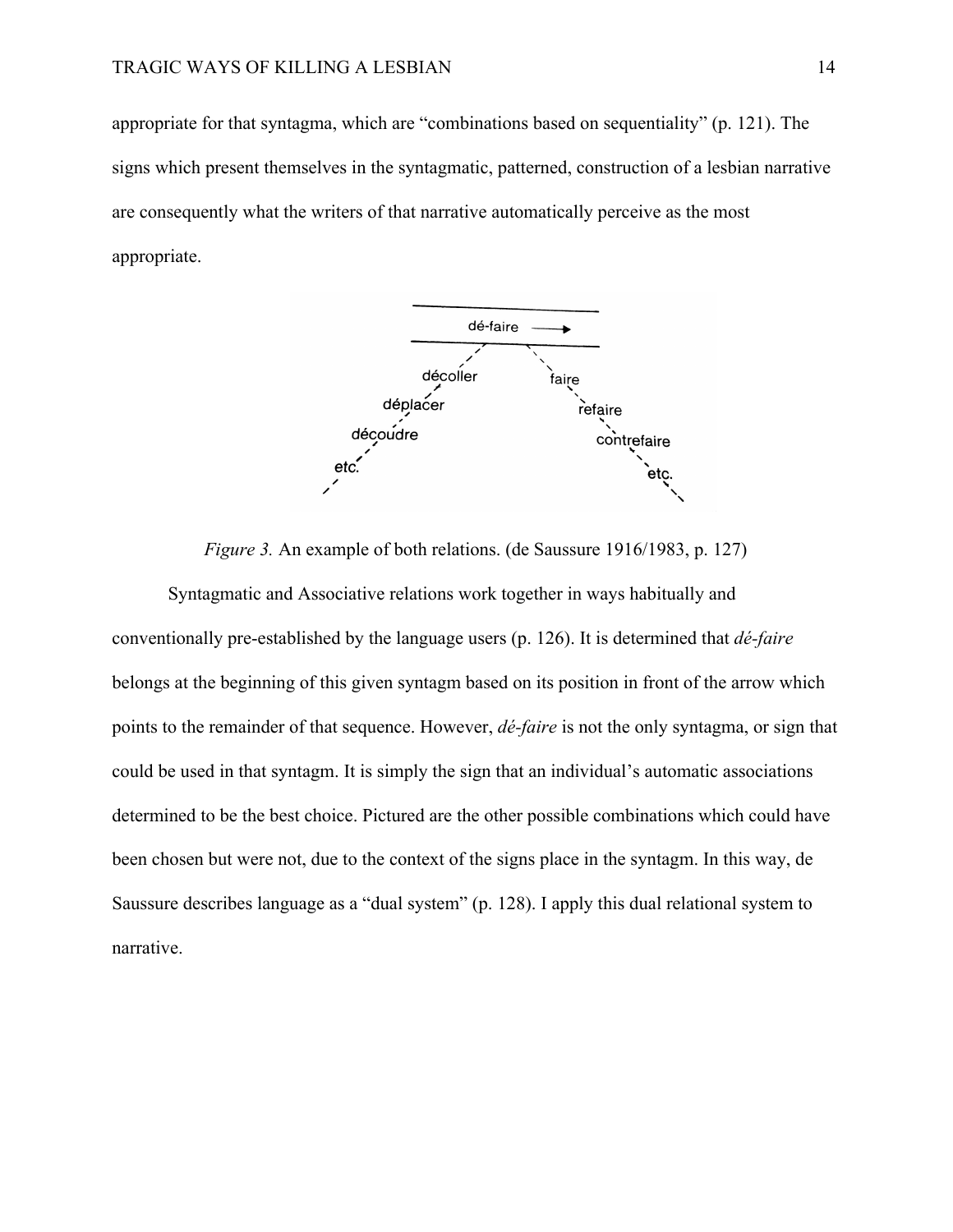appropriate for that syntagma, which are "combinations based on sequentiality" (p. 121). The signs which present themselves in the syntagmatic, patterned, construction of a lesbian narrative are consequently what the writers of that narrative automatically perceive as the most appropriate.

*Figure 3.* An example of both relations. (de Saussure 1916/1983, p. 127)

Syntagmatic and Associative relations work together in ways habitually and conventionally pre-established by the language users (p. 126). It is determined that *dé-faire* belongs at the beginning of this given syntagm based on its position in front of the arrow which points to the remainder of that sequence. However, *dé-faire* is not the only syntagma, or sign that could be used in that syntagm. It is simply the sign that an individual's automatic associations determined to be the best choice. Pictured are the other possible combinations which could have been chosen but were not, due to the context of the signs place in the syntagm. In this way, de Saussure describes language as a "dual system" (p. 128). I apply this dual relational system to narrative.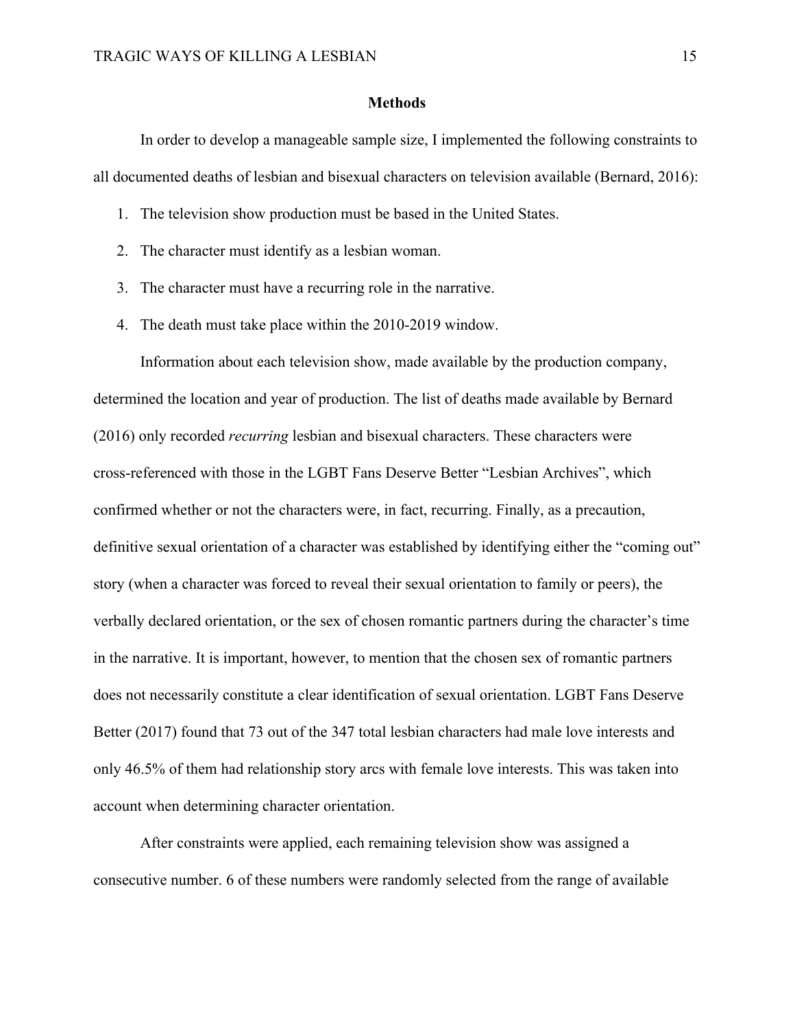## Methods

In order to develop a manageable sample size, I implemented the following constraints to all documented deaths of lesbian and bisexual characters on television available (Bernard, 2016):

1. The television show production must be based in the United States.
2. The character must identify as a lesbian woman.
3. The character must have a recurring role in the narrative.
4. The death must take place within the 2010-2019 window.

Information about each television show, made available by the production company, determined the location and year of production. The list of deaths made available by Bernard (2016) only recorded *recurring* lesbian and bisexual characters. These characters were cross-referenced with those in the LGBT Fans Deserve Better "Lesbian Archives", which confirmed whether or not the characters were, in fact, recurring. Finally, as a precaution, definitive sexual orientation of a character was established by identifying either the "coming out" story (when a character was forced to reveal their sexual orientation to family or peers), the verbally declared orientation, or the sex of chosen romantic partners during the character's time in the narrative. It is important, however, to mention that the chosen sex of romantic partners does not necessarily constitute a clear identification of sexual orientation. LGBT Fans Deserve Better (2017) found that 73 out of the 347 total lesbian characters had male love interests and only 46.5% of them had relationship story arcs with female love interests. This was taken into account when determining character orientation.

After constraints were applied, each remaining television show was assigned a consecutive number. 6 of these numbers were randomly selected from the range of available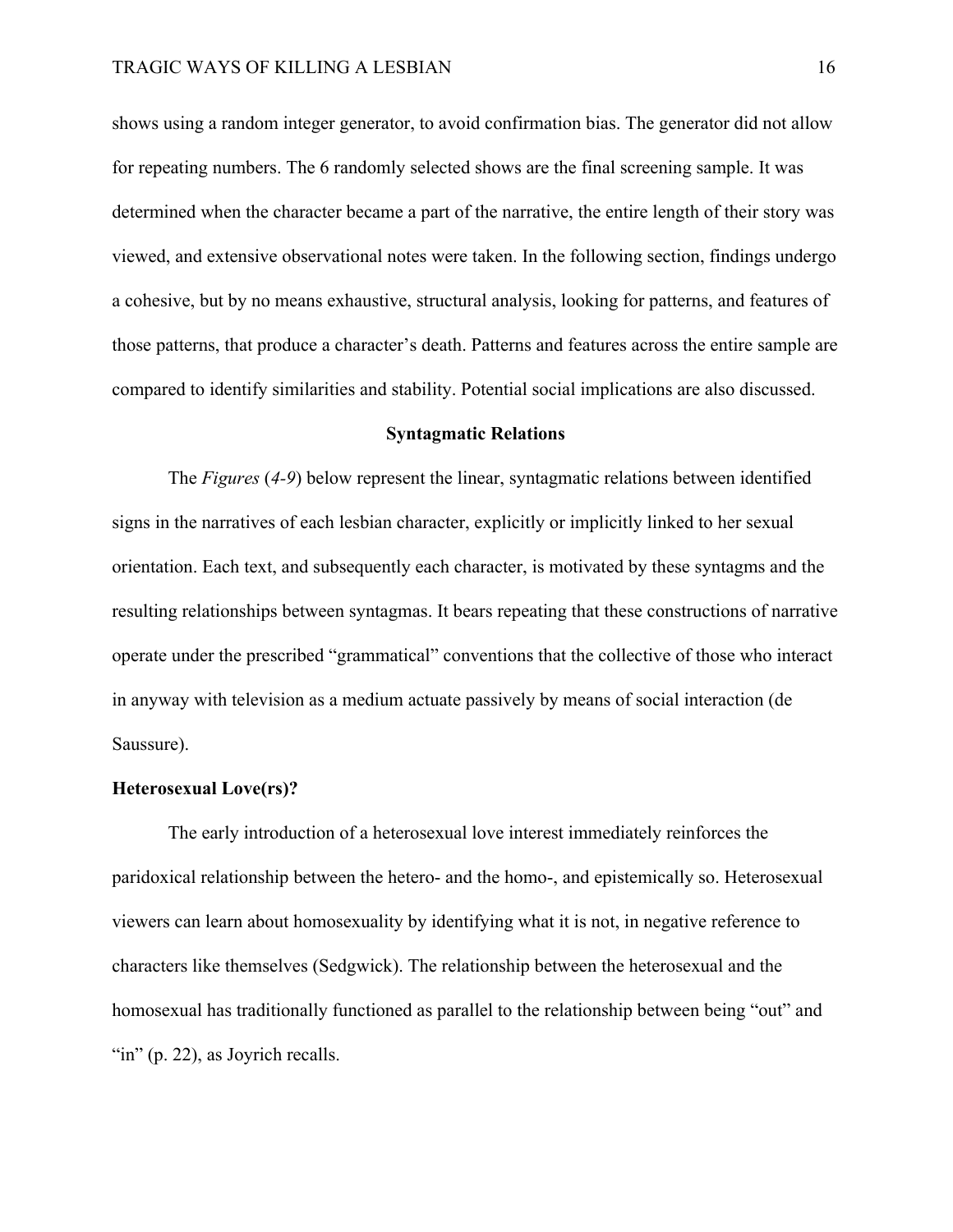shows using a random integer generator, to avoid confirmation bias. The generator did not allow for repeating numbers. The 6 randomly selected shows are the final screening sample. It was determined when the character became a part of the narrative, the entire length of their story was viewed, and extensive observational notes were taken. In the following section, findings undergo a cohesive, but by no means exhaustive, structural analysis, looking for patterns, and features of those patterns, that produce a character's death. Patterns and features across the entire sample are compared to identify similarities and stability. Potential social implications are also discussed.

## Syntagmatic Relations

The *Figures* (*4-9*) below represent the linear, syntagmatic relations between identified signs in the narratives of each lesbian character, explicitly or implicitly linked to her sexual orientation. Each text, and subsequently each character, is motivated by these syntagms and the resulting relationships between syntagmas. It bears repeating that these constructions of narrative operate under the prescribed "grammatical" conventions that the collective of those who interact in anyway with television as a medium actuate passively by means of social interaction (de Saussure).

### Heterosexual Love(rs)?

The early introduction of a heterosexual love interest immediately reinforces the paridoxical relationship between the hetero- and the homo-, and epistemically so. Heterosexual viewers can learn about homosexuality by identifying what it is not, in negative reference to characters like themselves (Sedgwick). The relationship between the heterosexual and the homosexual has traditionally functioned as parallel to the relationship between being "out" and "in" (p. 22), as Joyrich recalls.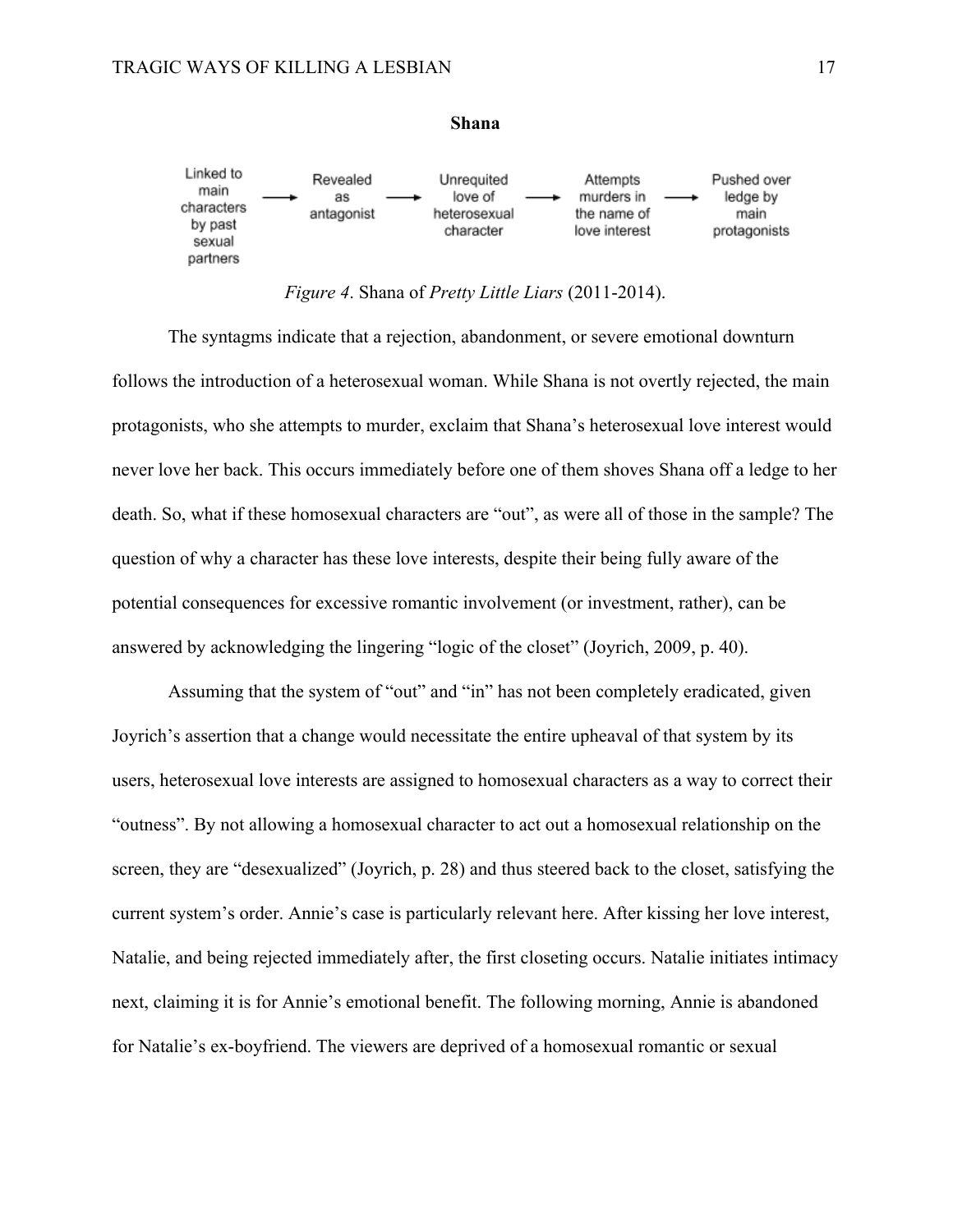**Shana**

Linked to main characters by past sexual partners → Revealed as antagonist → Unrequited love of heterosexual character → Attempts murders in the name of love interest → Pushed over ledge by main protagonists

*Figure 4*. Shana of *Pretty Little Liars* (2011-2014).

The syntagms indicate that a rejection, abandonment, or severe emotional downturn follows the introduction of a heterosexual woman. While Shana is not overtly rejected, the main protagonists, who she attempts to murder, exclaim that Shana's heterosexual love interest would never love her back. This occurs immediately before one of them shoves Shana off a ledge to her death. So, what if these homosexual characters are "out", as were all of those in the sample? The question of why a character has these love interests, despite their being fully aware of the potential consequences for excessive romantic involvement (or investment, rather), can be answered by acknowledging the lingering "logic of the closet" (Joyrich, 2009, p. 40).

Assuming that the system of "out" and "in" has not been completely eradicated, given Joyrich's assertion that a change would necessitate the entire upheaval of that system by its users, heterosexual love interests are assigned to homosexual characters as a way to correct their "outness". By not allowing a homosexual character to act out a homosexual relationship on the screen, they are "desexualized" (Joyrich, p. 28) and thus steered back to the closet, satisfying the current system's order. Annie's case is particularly relevant here. After kissing her love interest, Natalie, and being rejected immediately after, the first closeting occurs. Natalie initiates intimacy next, claiming it is for Annie's emotional benefit. The following morning, Annie is abandoned for Natalie's ex-boyfriend. The viewers are deprived of a homosexual romantic or sexual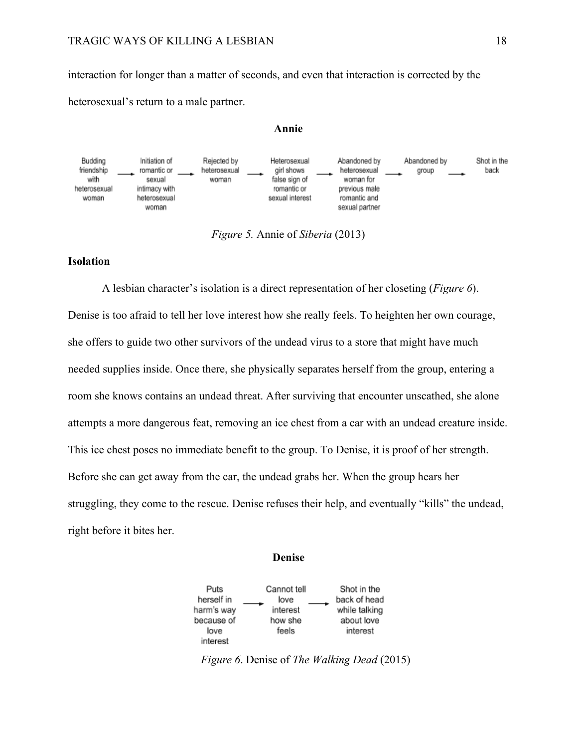interaction for longer than a matter of seconds, and even that interaction is corrected by the heterosexual's return to a male partner.

**Annie**

Budding friendship with heterosexual woman → Initiation of romantic or sexual intimacy with heterosexual woman → Rejected by heterosexual woman → Heterosexual girl shows false sign of romantic or sexual interest → Abandoned by heterosexual woman for previous male romantic and sexual partner → Abandoned by group → Shot in the back

*Figure 5.* Annie of *Siberia* (2013)

## Isolation

A lesbian character's isolation is a direct representation of her closeting (*Figure 6*). Denise is too afraid to tell her love interest how she really feels. To heighten her own courage, she offers to guide two other survivors of the undead virus to a store that might have much needed supplies inside. Once there, she physically separates herself from the group, entering a room she knows contains an undead threat. After surviving that encounter unscathed, she alone attempts a more dangerous feat, removing an ice chest from a car with an undead creature inside. This ice chest poses no immediate benefit to the group. To Denise, it is proof of her strength. Before she can get away from the car, the undead grabs her. When the group hears her struggling, they come to the rescue. Denise refuses their help, and eventually "kills" the undead, right before it bites her.

**Denise**

Puts herself in harm's way because of love interest → Cannot tell love interest how she feels → Shot in the back of head while talking about love interest

*Figure 6*. Denise of *The Walking Dead* (2015)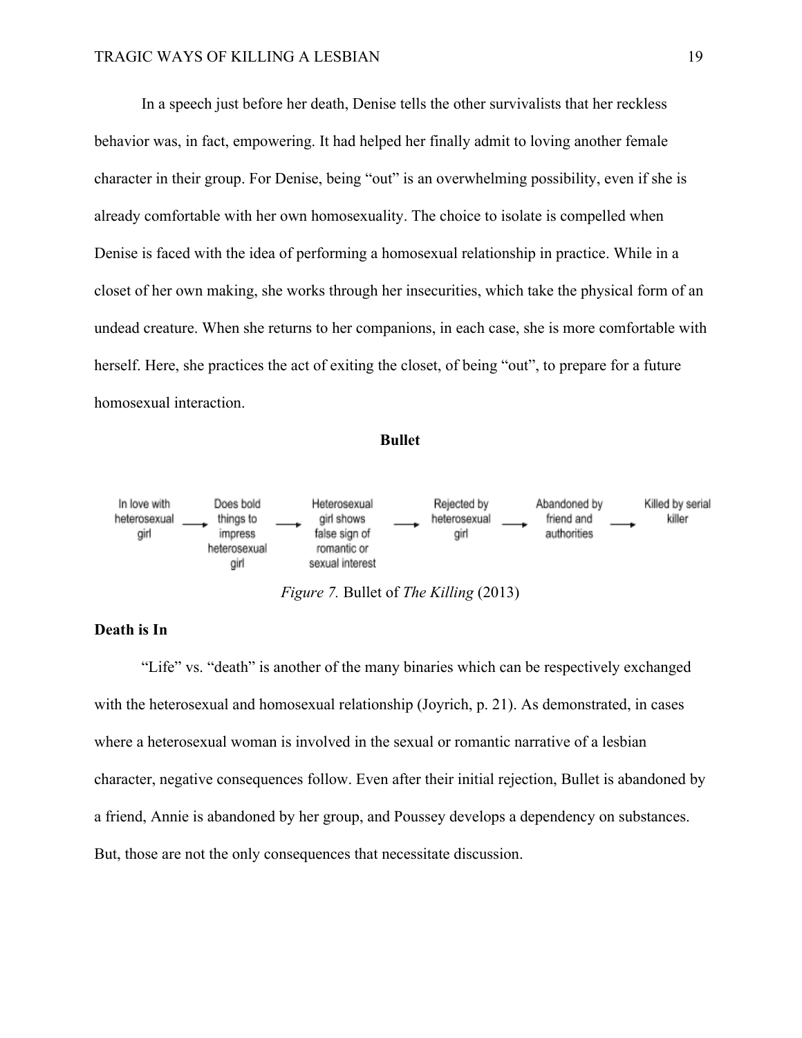In a speech just before her death, Denise tells the other survivalists that her reckless behavior was, in fact, empowering. It had helped her finally admit to loving another female character in their group. For Denise, being “out” is an overwhelming possibility, even if she is already comfortable with her own homosexuality. The choice to isolate is compelled when Denise is faced with the idea of performing a homosexual relationship in practice. While in a closet of her own making, she works through her insecurities, which take the physical form of an undead creature. When she returns to her companions, in each case, she is more comfortable with herself. Here, she practices the act of exiting the closet, of being “out”, to prepare for a future homosexual interaction.

**Bullet**

In love with heterosexual girl → Does bold things to impress heterosexual girl → Heterosexual girl shows false sign of romantic or sexual interest → Rejected by heterosexual girl → Abandoned by friend and authorities → Killed by serial killer

*Figure 7.* Bullet of *The Killing* (2013)

**Death is In**

“Life” vs. “death” is another of the many binaries which can be respectively exchanged with the heterosexual and homosexual relationship (Joyrich, p. 21). As demonstrated, in cases where a heterosexual woman is involved in the sexual or romantic narrative of a lesbian character, negative consequences follow. Even after their initial rejection, Bullet is abandoned by a friend, Annie is abandoned by her group, and Poussey develops a dependency on substances. But, those are not the only consequences that necessitate discussion.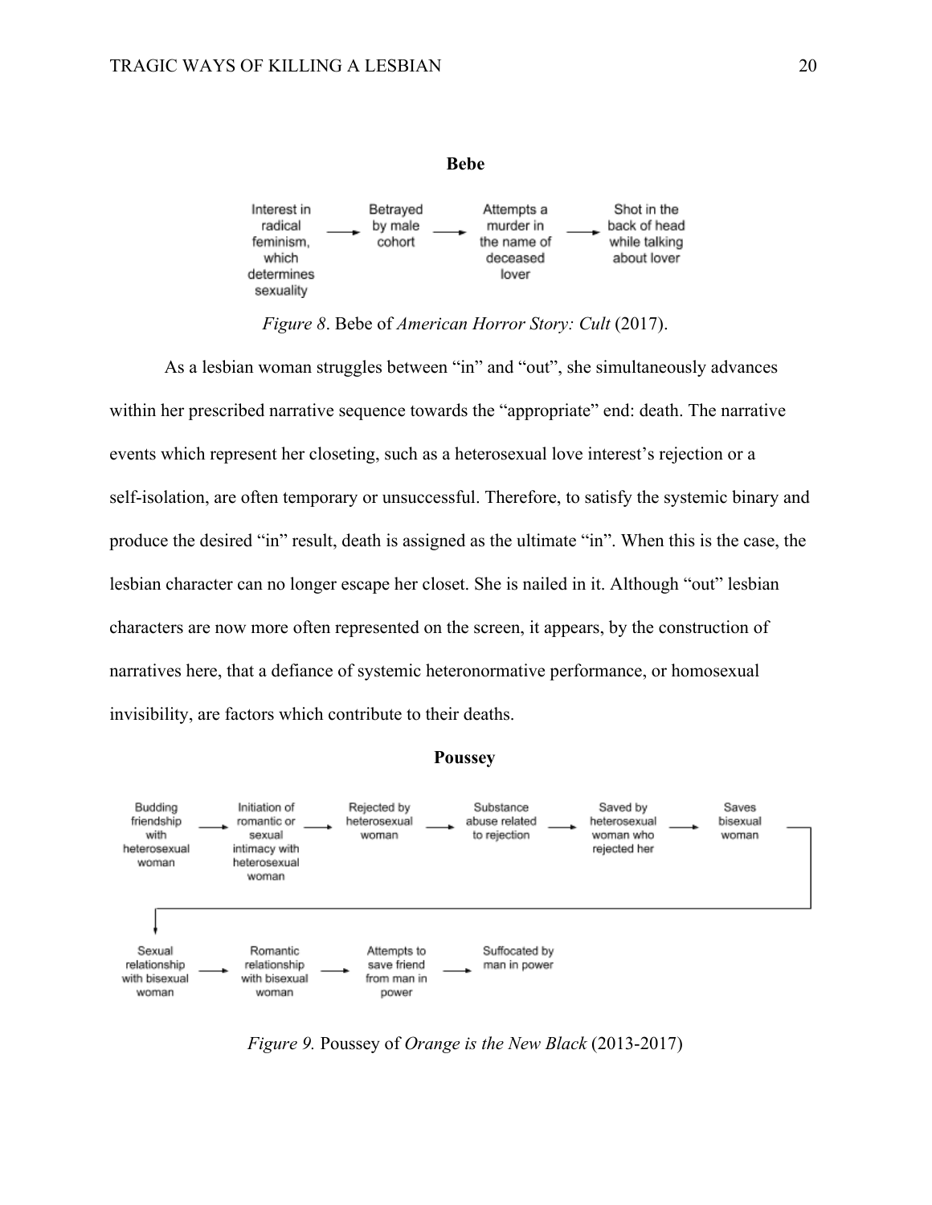**Bebe**

Interest in radical feminism, which determines sexuality → Betrayed by male cohort → Attempts a murder in the name of deceased lover → Shot in the back of head while talking about lover

*Figure 8*. Bebe of *American Horror Story: Cult* (2017).

As a lesbian woman struggles between "in" and "out", she simultaneously advances within her prescribed narrative sequence towards the "appropriate" end: death. The narrative events which represent her closeting, such as a heterosexual love interest's rejection or a self-isolation, are often temporary or unsuccessful. Therefore, to satisfy the systemic binary and produce the desired "in" result, death is assigned as the ultimate "in". When this is the case, the lesbian character can no longer escape her closet. She is nailed in it. Although "out" lesbian characters are now more often represented on the screen, it appears, by the construction of narratives here, that a defiance of systemic heteronormative performance, or homosexual invisibility, are factors which contribute to their deaths.

**Poussey**

Budding friendship with heterosexual woman → Initiation of romantic or sexual intimacy with heterosexual woman → Rejected by heterosexual woman → Substance abuse related to rejection → Saved by heterosexual woman who rejected her → Saves bisexual woman → Sexual relationship with bisexual woman → Romantic relationship with bisexual woman → Attempts to save friend from man in power → Suffocated by man in power

*Figure 9.* Poussey of *Orange is the New Black* (2013-2017)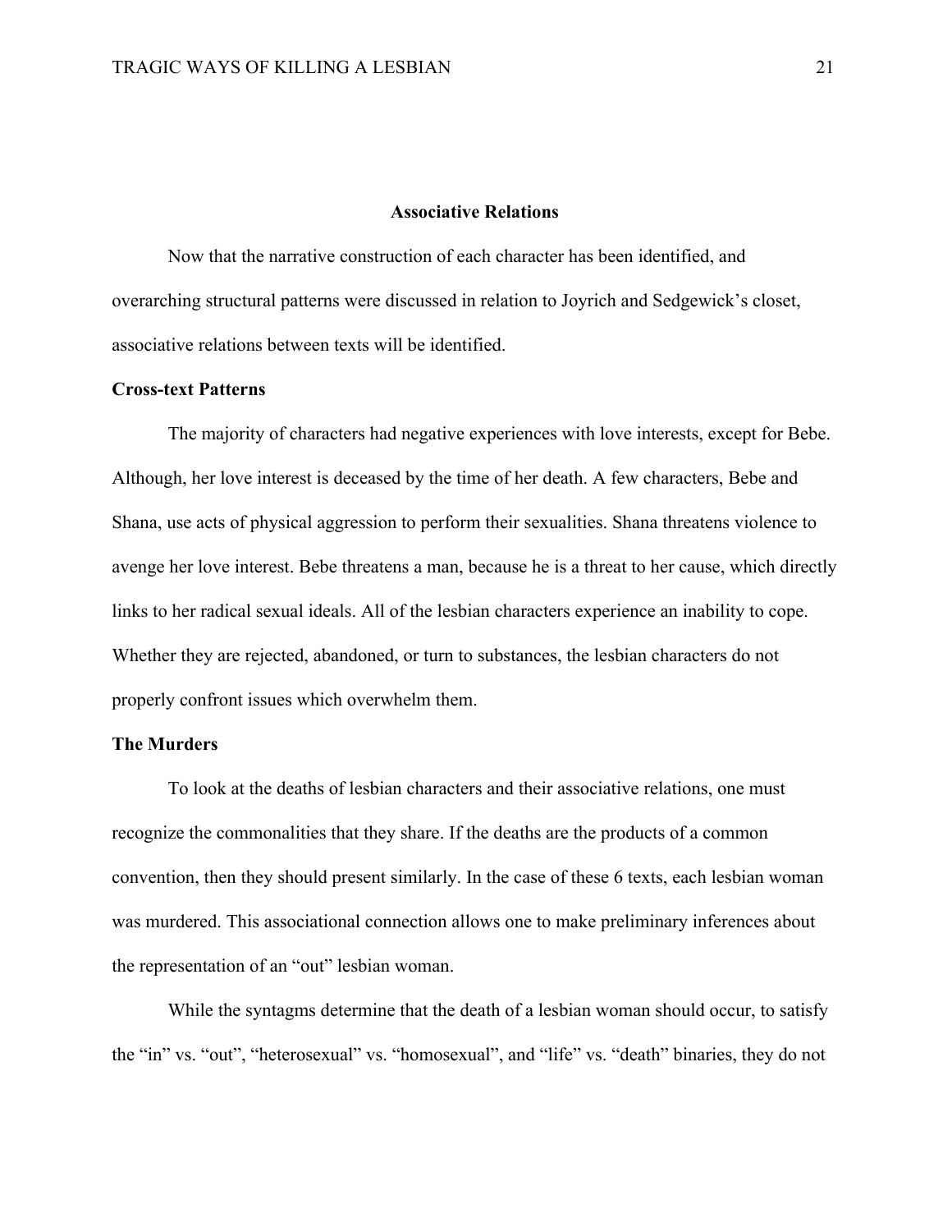## Associative Relations

Now that the narrative construction of each character has been identified, and overarching structural patterns were discussed in relation to Joyrich and Sedgewick's closet, associative relations between texts will be identified.

### Cross-text Patterns

The majority of characters had negative experiences with love interests, except for Bebe. Although, her love interest is deceased by the time of her death. A few characters, Bebe and Shana, use acts of physical aggression to perform their sexualities. Shana threatens violence to avenge her love interest. Bebe threatens a man, because he is a threat to her cause, which directly links to her radical sexual ideals. All of the lesbian characters experience an inability to cope. Whether they are rejected, abandoned, or turn to substances, the lesbian characters do not properly confront issues which overwhelm them.

### The Murders

To look at the deaths of lesbian characters and their associative relations, one must recognize the commonalities that they share. If the deaths are the products of a common convention, then they should present similarly. In the case of these 6 texts, each lesbian woman was murdered. This associational connection allows one to make preliminary inferences about the representation of an "out" lesbian woman.

While the syntagms determine that the death of a lesbian woman should occur, to satisfy the "in" vs. "out", "heterosexual" vs. "homosexual", and "life" vs. "death" binaries, they do not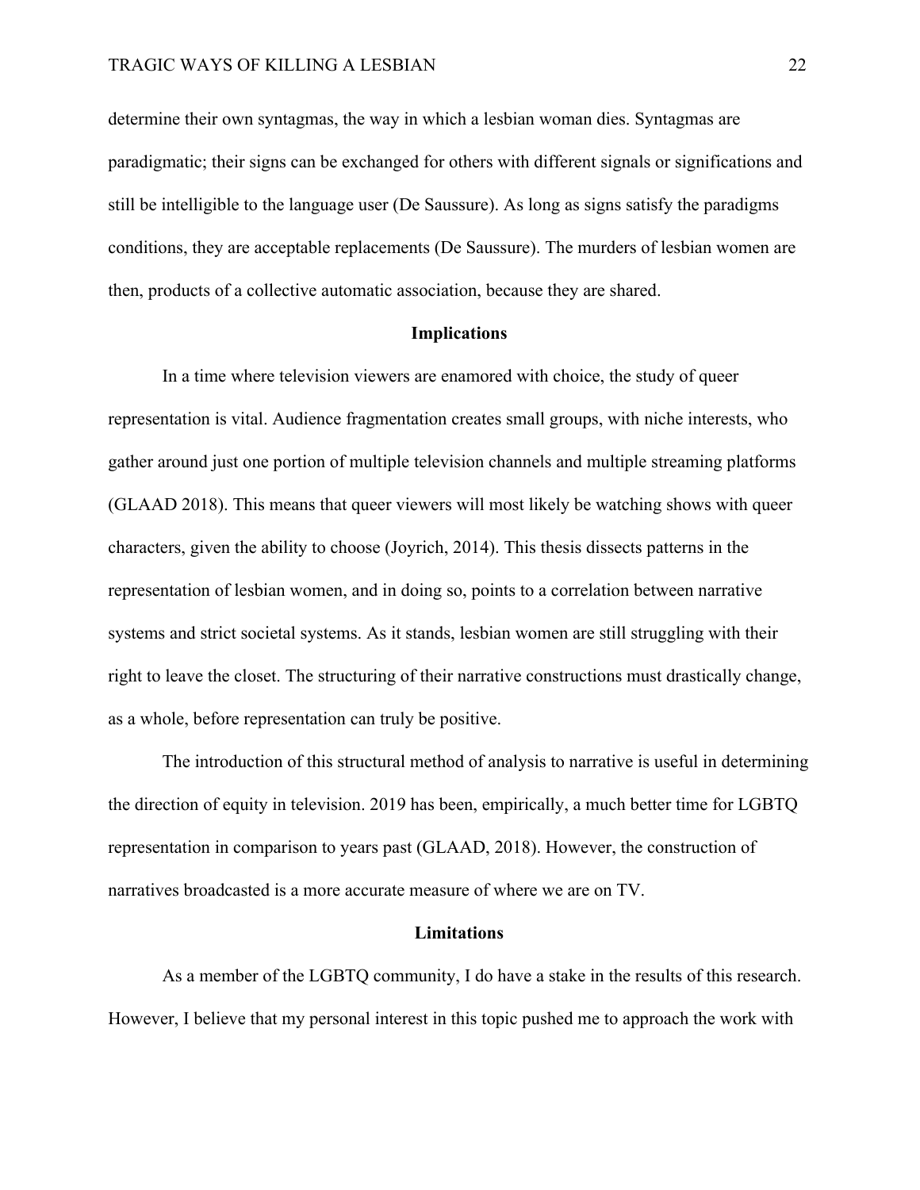determine their own syntagmas, the way in which a lesbian woman dies. Syntagmas are paradigmatic; their signs can be exchanged for others with different signals or significations and still be intelligible to the language user (De Saussure). As long as signs satisfy the paradigms conditions, they are acceptable replacements (De Saussure). The murders of lesbian women are then, products of a collective automatic association, because they are shared.

## Implications

In a time where television viewers are enamored with choice, the study of queer representation is vital. Audience fragmentation creates small groups, with niche interests, who gather around just one portion of multiple television channels and multiple streaming platforms (GLAAD 2018). This means that queer viewers will most likely be watching shows with queer characters, given the ability to choose (Joyrich, 2014). This thesis dissects patterns in the representation of lesbian women, and in doing so, points to a correlation between narrative systems and strict societal systems. As it stands, lesbian women are still struggling with their right to leave the closet. The structuring of their narrative constructions must drastically change, as a whole, before representation can truly be positive.

The introduction of this structural method of analysis to narrative is useful in determining the direction of equity in television. 2019 has been, empirically, a much better time for LGBTQ representation in comparison to years past (GLAAD, 2018). However, the construction of narratives broadcasted is a more accurate measure of where we are on TV.

## Limitations

As a member of the LGBTQ community, I do have a stake in the results of this research. However, I believe that my personal interest in this topic pushed me to approach the work with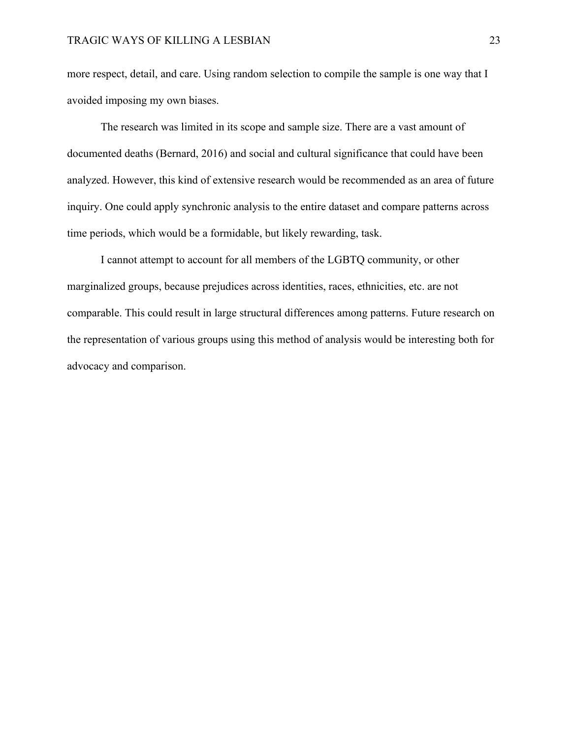more respect, detail, and care. Using random selection to compile the sample is one way that I avoided imposing my own biases.

The research was limited in its scope and sample size. There are a vast amount of documented deaths (Bernard, 2016) and social and cultural significance that could have been analyzed. However, this kind of extensive research would be recommended as an area of future inquiry. One could apply synchronic analysis to the entire dataset and compare patterns across time periods, which would be a formidable, but likely rewarding, task.

I cannot attempt to account for all members of the LGBTQ community, or other marginalized groups, because prejudices across identities, races, ethnicities, etc. are not comparable. This could result in large structural differences among patterns. Future research on the representation of various groups using this method of analysis would be interesting both for advocacy and comparison.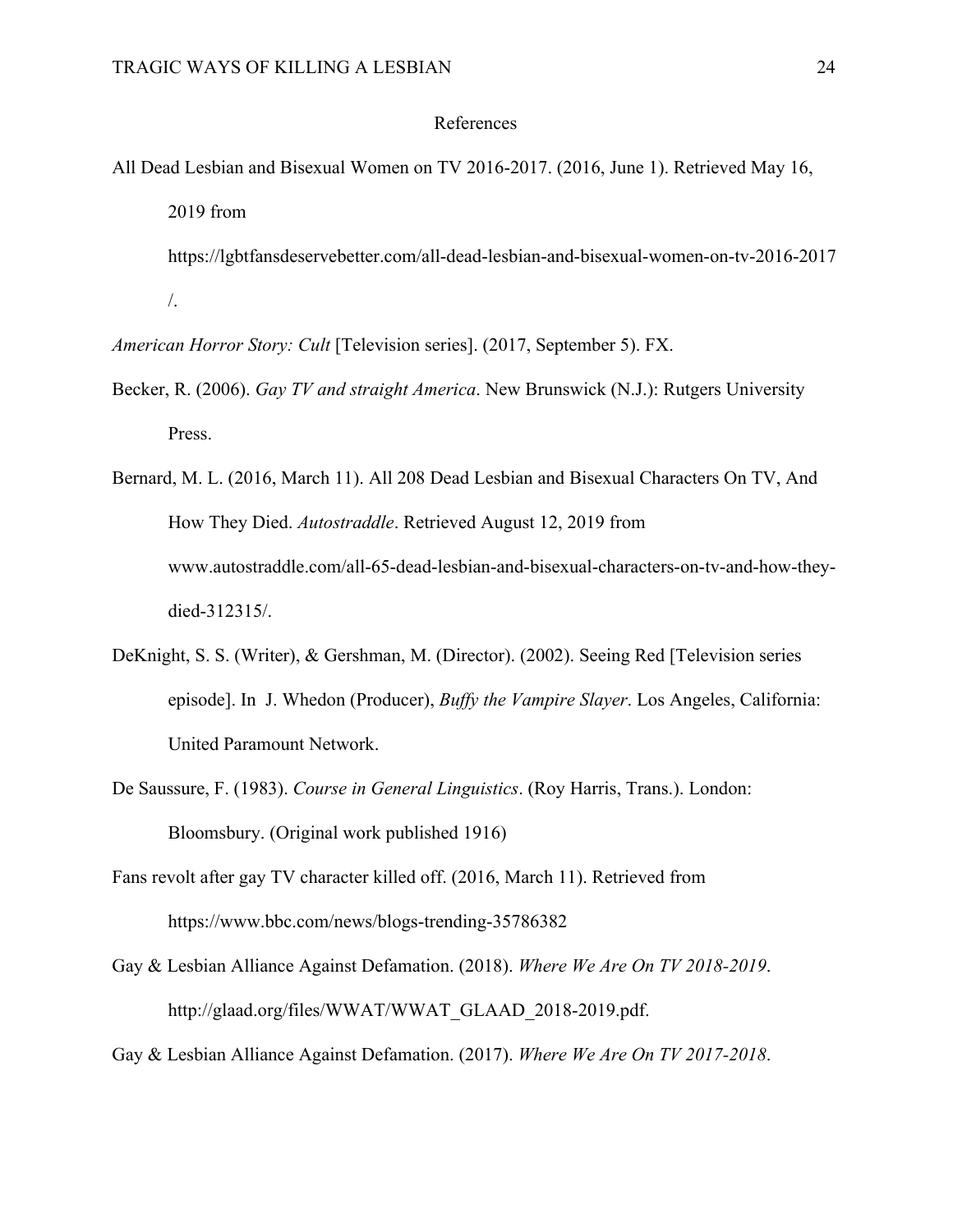# References

All Dead Lesbian and Bisexual Women on TV 2016-2017. (2016, June 1). Retrieved May 16, 2019 from https://lgbtfansdeservebetter.com/all-dead-lesbian-and-bisexual-women-on-tv-2016-2017/.

*American Horror Story: Cult* [Television series]. (2017, September 5). FX.

Becker, R. (2006). *Gay TV and straight America*. New Brunswick (N.J.): Rutgers University Press.

Bernard, M. L. (2016, March 11). All 208 Dead Lesbian and Bisexual Characters On TV, And How They Died. *Autostraddle*. Retrieved August 12, 2019 from www.autostraddle.com/all-65-dead-lesbian-and-bisexual-characters-on-tv-and-how-they-died-312315/.

DeKnight, S. S. (Writer), & Gershman, M. (Director). (2002). Seeing Red [Television series episode]. In J. Whedon (Producer), *Buffy the Vampire Slayer*. Los Angeles, California: United Paramount Network.

De Saussure, F. (1983). *Course in General Linguistics*. (Roy Harris, Trans.). London: Bloomsbury. (Original work published 1916)

Fans revolt after gay TV character killed off. (2016, March 11). Retrieved from https://www.bbc.com/news/blogs-trending-35786382

Gay & Lesbian Alliance Against Defamation. (2018). *Where We Are On TV 2018-2019*. http://glaad.org/files/WWAT/WWAT_GLAAD_2018-2019.pdf.

Gay & Lesbian Alliance Against Defamation. (2017). *Where We Are On TV 2017-2018*.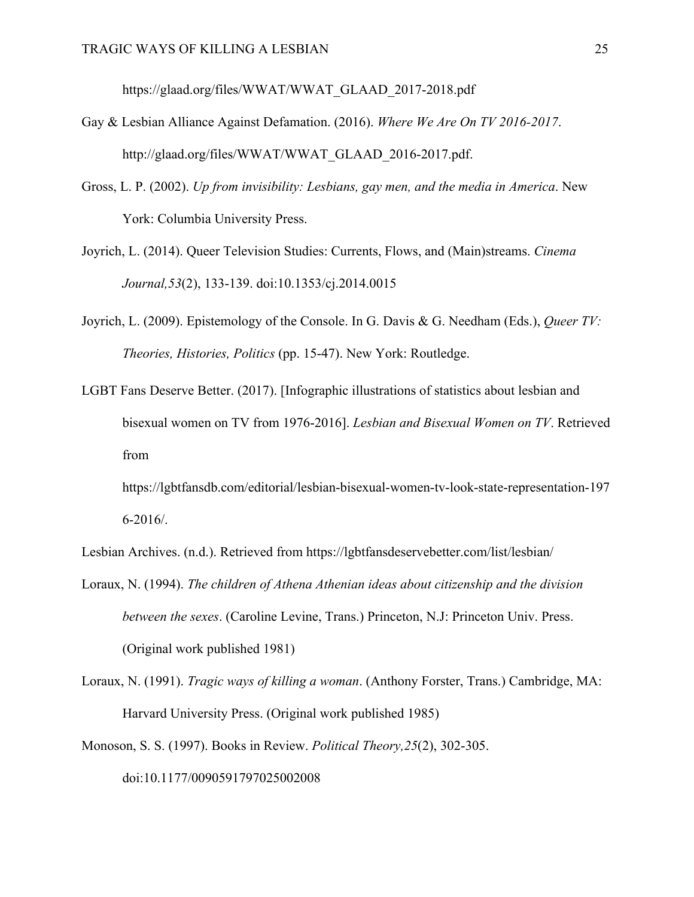https://glaad.org/files/WWAT/WWAT_GLAAD_2017-2018.pdf

Gay & Lesbian Alliance Against Defamation. (2016). *Where We Are On TV 2016-2017*. http://glaad.org/files/WWAT/WWAT_GLAAD_2016-2017.pdf.

Gross, L. P. (2002). *Up from invisibility: Lesbians, gay men, and the media in America*. New York: Columbia University Press.

Joyrich, L. (2014). Queer Television Studies: Currents, Flows, and (Main)streams. *Cinema Journal,53*(2), 133-139. doi:10.1353/cj.2014.0015

Joyrich, L. (2009). Epistemology of the Console. In G. Davis & G. Needham (Eds.), *Queer TV: Theories, Histories, Politics* (pp. 15-47). New York: Routledge.

LGBT Fans Deserve Better. (2017). [Infographic illustrations of statistics about lesbian and bisexual women on TV from 1976-2016]. *Lesbian and Bisexual Women on TV*. Retrieved from https://lgbtfansdb.com/editorial/lesbian-bisexual-women-tv-look-state-representation-1976-2016/.

Lesbian Archives. (n.d.). Retrieved from https://lgbtfansdeservebetter.com/list/lesbian/

Loraux, N. (1994). *The children of Athena Athenian ideas about citizenship and the division between the sexes*. (Caroline Levine, Trans.) Princeton, N.J: Princeton Univ. Press. (Original work published 1981)

Loraux, N. (1991). *Tragic ways of killing a woman*. (Anthony Forster, Trans.) Cambridge, MA: Harvard University Press. (Original work published 1985)

Monoson, S. S. (1997). Books in Review. *Political Theory,25*(2), 302-305. doi:10.1177/0090591797025002008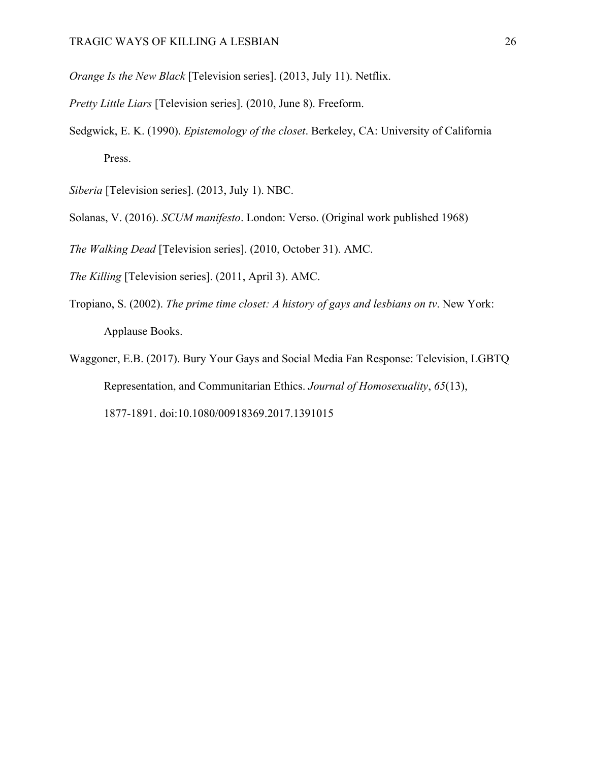*Orange Is the New Black* [Television series]. (2013, July 11). Netflix.

*Pretty Little Liars* [Television series]. (2010, June 8). Freeform.

Sedgwick, E. K. (1990). *Epistemology of the closet*. Berkeley, CA: University of California Press.

*Siberia* [Television series]. (2013, July 1). NBC.

Solanas, V. (2016). *SCUM manifesto*. London: Verso. (Original work published 1968)

*The Walking Dead* [Television series]. (2010, October 31). AMC.

*The Killing* [Television series]. (2011, April 3). AMC.

Tropiano, S. (2002). *The prime time closet: A history of gays and lesbians on tv*. New York: Applause Books.

Waggoner, E.B. (2017). Bury Your Gays and Social Media Fan Response: Television, LGBTQ Representation, and Communitarian Ethics. *Journal of Homosexuality*, *65*(13), 1877-1891. doi:10.1080/00918369.2017.1391015